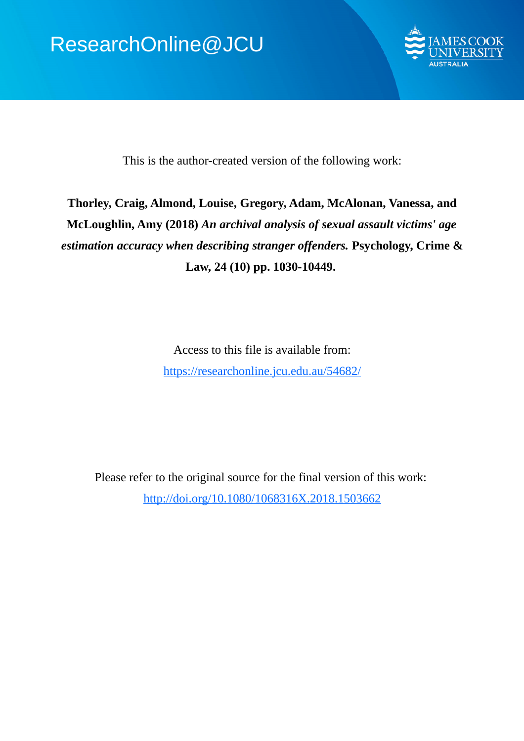ResearchOnline@JCU

This is the author-created version of the following work:

**Thorley, Craig, Almond, Louise, Gregory, Adam, McAlonan, Vanessa, and McLoughlin, Amy (2018)** ***An archival analysis of sexual assault victims' age estimation accuracy when describing stranger offenders.*** **Psychology, Crime & Law, 24 (10) pp. 1030-10449.**

Access to this file is available from:

https://researchonline.jcu.edu.au/54682/

Please refer to the original source for the final version of this work:

http://doi.org/10.1080/1068316X.2018.1503662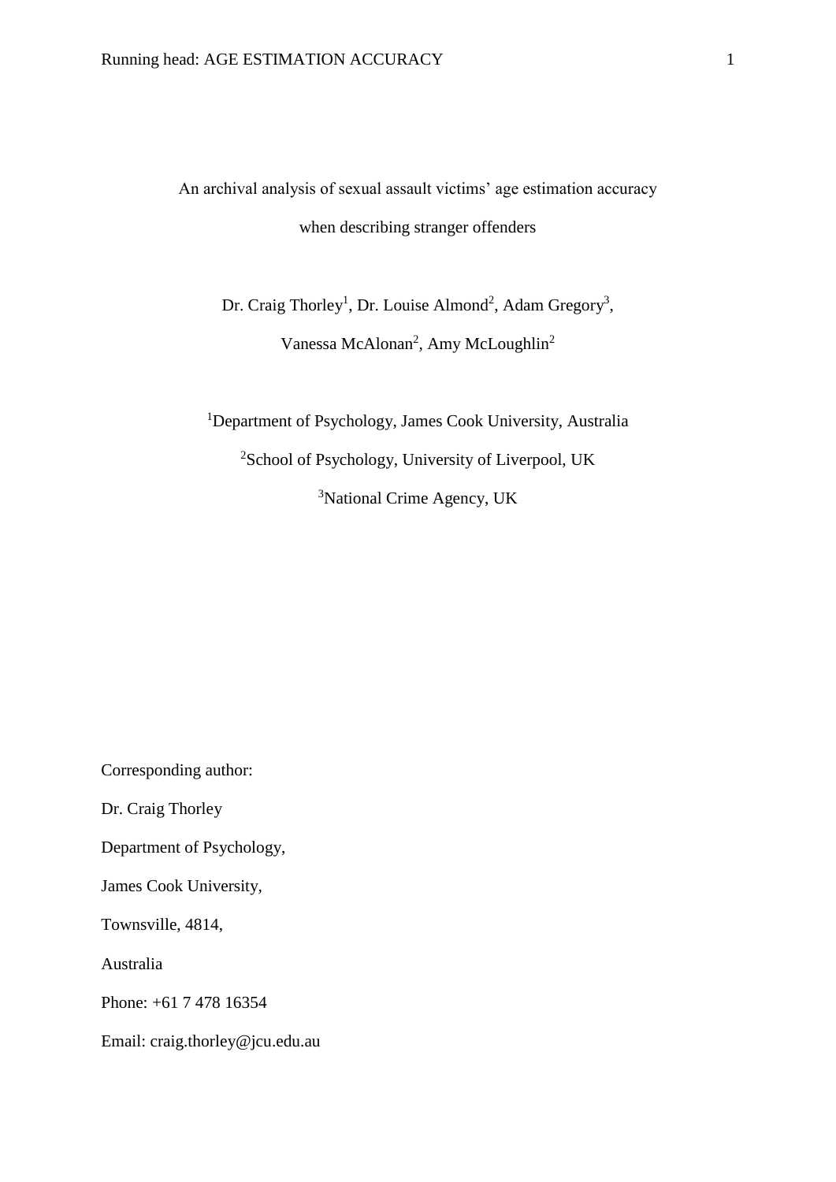An archival analysis of sexual assault victims' age estimation accuracy when describing stranger offenders

Dr. Craig Thorley[1], Dr. Louise Almond[2], Adam Gregory[3], Vanessa McAlonan[2], Amy McLoughlin[2]

[1]Department of Psychology, James Cook University, Australia

[2]School of Psychology, University of Liverpool, UK

[3]National Crime Agency, UK

Corresponding author:

Dr. Craig Thorley

Department of Psychology,

James Cook University,

Townsville, 4814,

Australia

Phone: +61 7 478 16354

Email: craig.thorley@jcu.edu.au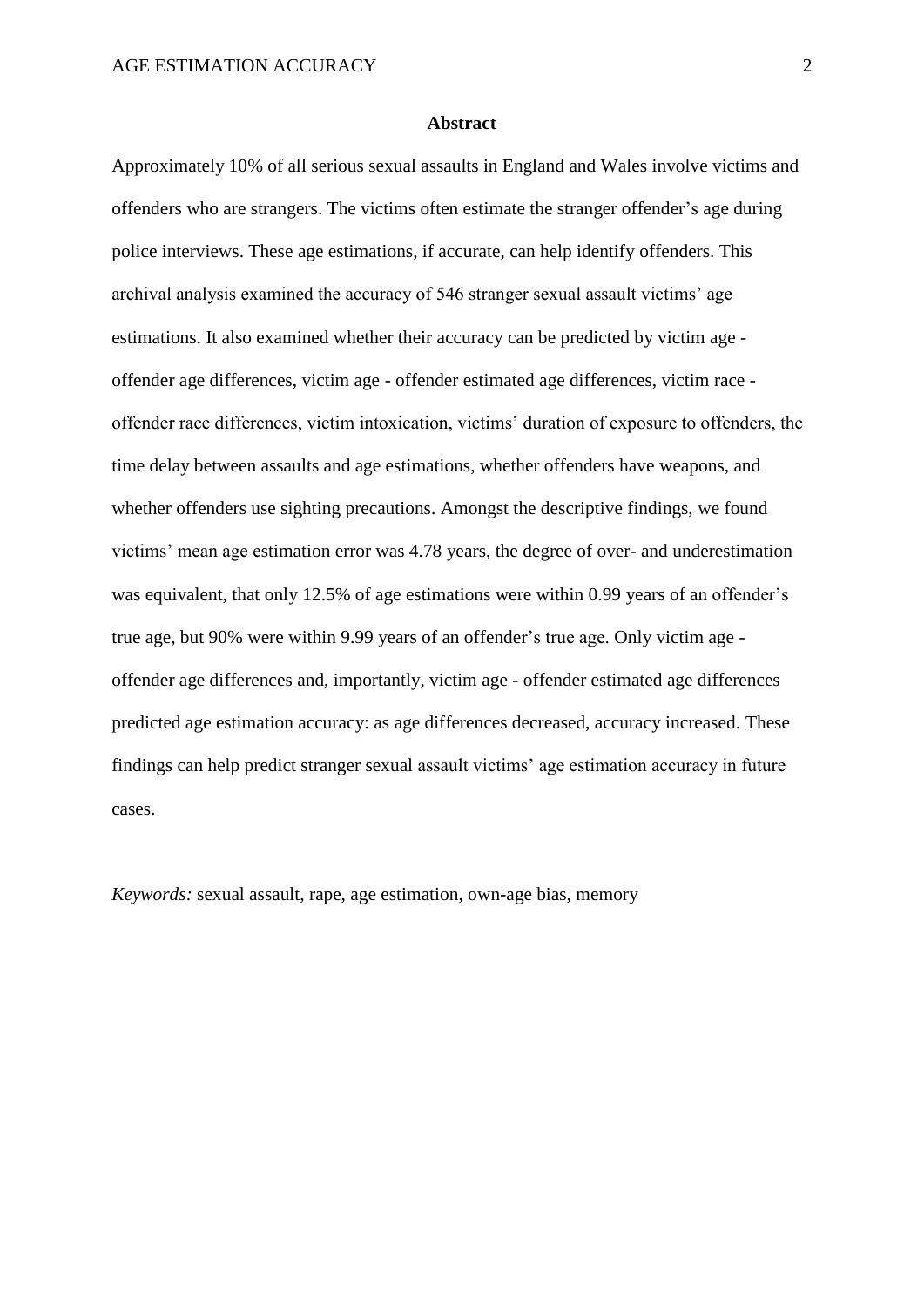## Abstract

Approximately 10% of all serious sexual assaults in England and Wales involve victims and offenders who are strangers. The victims often estimate the stranger offender's age during police interviews. These age estimations, if accurate, can help identify offenders. This archival analysis examined the accuracy of 546 stranger sexual assault victims' age estimations. It also examined whether their accuracy can be predicted by victim age - offender age differences, victim age - offender estimated age differences, victim race - offender race differences, victim intoxication, victims' duration of exposure to offenders, the time delay between assaults and age estimations, whether offenders have weapons, and whether offenders use sighting precautions. Amongst the descriptive findings, we found victims' mean age estimation error was 4.78 years, the degree of over- and underestimation was equivalent, that only 12.5% of age estimations were within 0.99 years of an offender's true age, but 90% were within 9.99 years of an offender's true age. Only victim age - offender age differences and, importantly, victim age - offender estimated age differences predicted age estimation accuracy: as age differences decreased, accuracy increased. These findings can help predict stranger sexual assault victims' age estimation accuracy in future cases.

*Keywords:* sexual assault, rape, age estimation, own-age bias, memory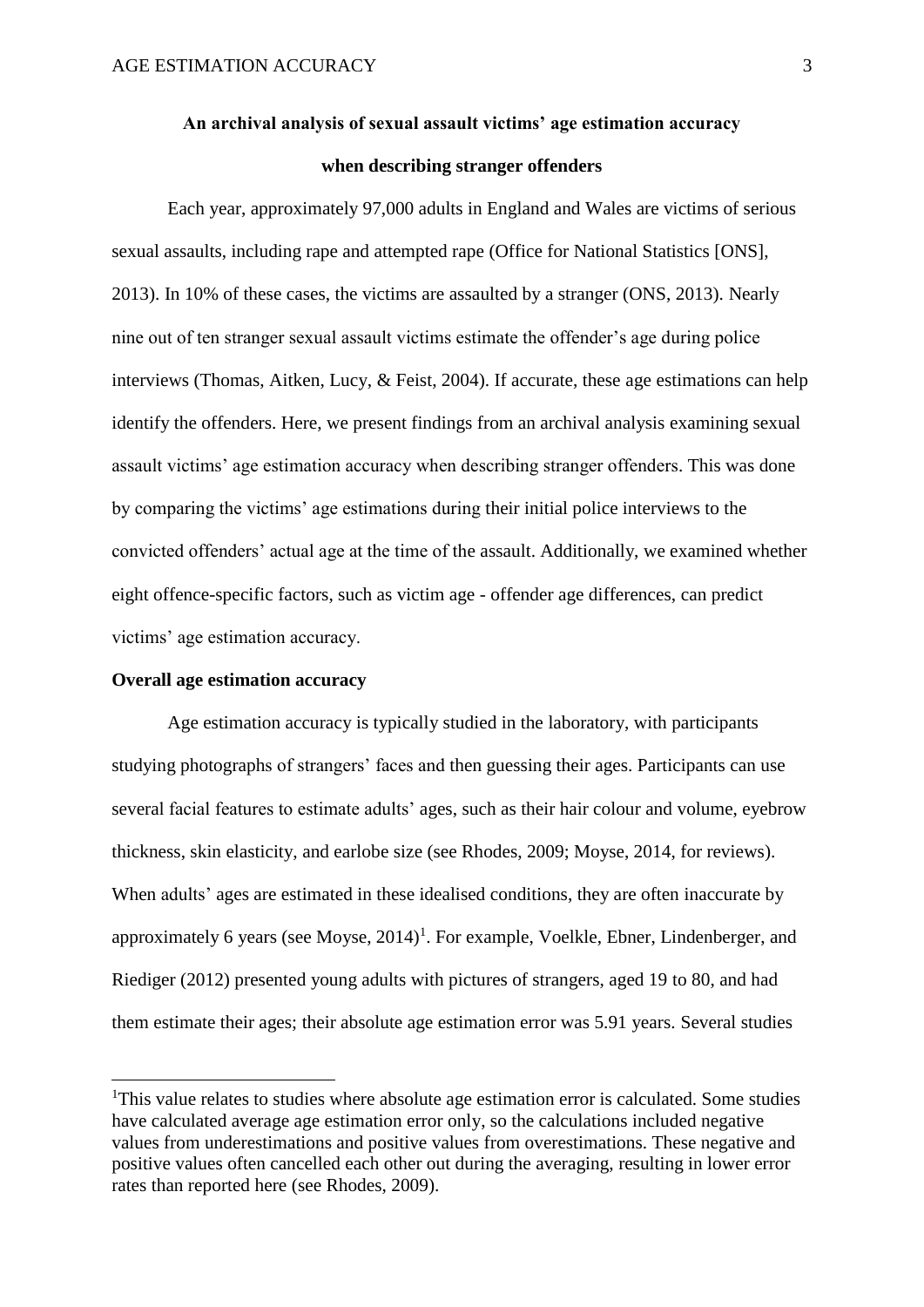**An archival analysis of sexual assault victims' age estimation accuracy when describing stranger offenders**

Each year, approximately 97,000 adults in England and Wales are victims of serious sexual assaults, including rape and attempted rape (Office for National Statistics [ONS], 2013). In 10% of these cases, the victims are assaulted by a stranger (ONS, 2013). Nearly nine out of ten stranger sexual assault victims estimate the offender's age during police interviews (Thomas, Aitken, Lucy, & Feist, 2004). If accurate, these age estimations can help identify the offenders. Here, we present findings from an archival analysis examining sexual assault victims' age estimation accuracy when describing stranger offenders. This was done by comparing the victims' age estimations during their initial police interviews to the convicted offenders' actual age at the time of the assault. Additionally, we examined whether eight offence-specific factors, such as victim age - offender age differences, can predict victims' age estimation accuracy.

**Overall age estimation accuracy**

Age estimation accuracy is typically studied in the laboratory, with participants studying photographs of strangers' faces and then guessing their ages. Participants can use several facial features to estimate adults' ages, such as their hair colour and volume, eyebrow thickness, skin elasticity, and earlobe size (see Rhodes, 2009; Moyse, 2014, for reviews). When adults' ages are estimated in these idealised conditions, they are often inaccurate by approximately 6 years (see Moyse, 2014)[1]. For example, Voelkle, Ebner, Lindenberger, and Riediger (2012) presented young adults with pictures of strangers, aged 19 to 80, and had them estimate their ages; their absolute age estimation error was 5.91 years. Several studies

[1]This value relates to studies where absolute age estimation error is calculated. Some studies have calculated average age estimation error only, so the calculations included negative values from underestimations and positive values from overestimations. These negative and positive values often cancelled each other out during the averaging, resulting in lower error rates than reported here (see Rhodes, 2009).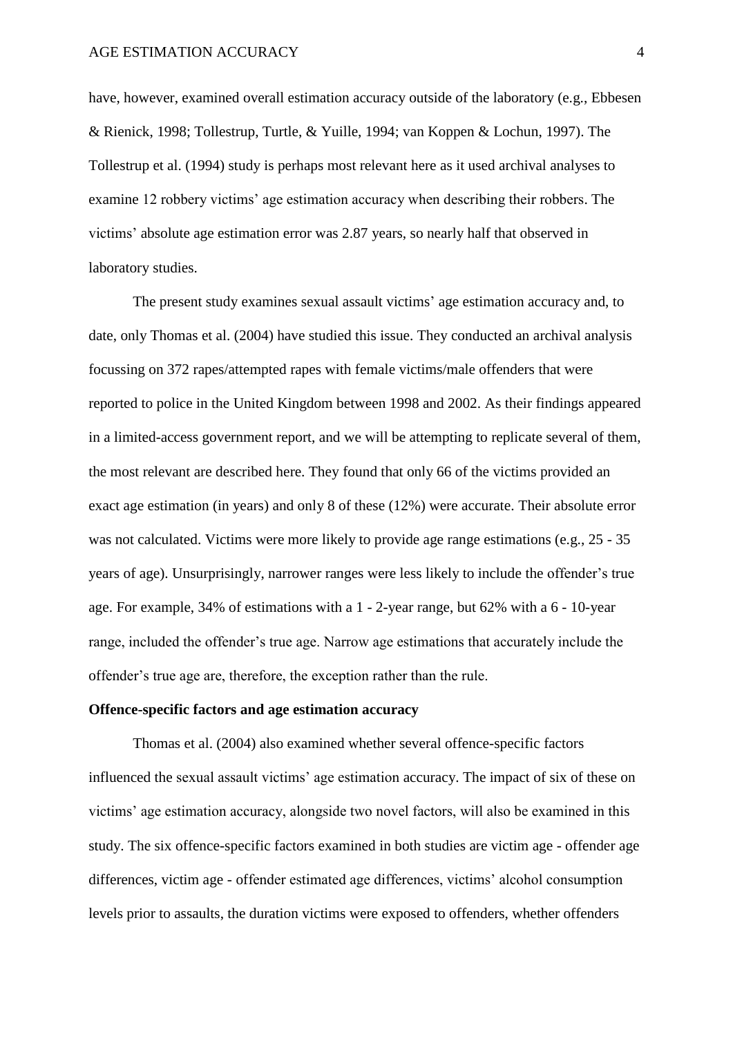have, however, examined overall estimation accuracy outside of the laboratory (e.g., Ebbesen & Rienick, 1998; Tollestrup, Turtle, & Yuille, 1994; van Koppen & Lochun, 1997). The Tollestrup et al. (1994) study is perhaps most relevant here as it used archival analyses to examine 12 robbery victims' age estimation accuracy when describing their robbers. The victims' absolute age estimation error was 2.87 years, so nearly half that observed in laboratory studies.

The present study examines sexual assault victims' age estimation accuracy and, to date, only Thomas et al. (2004) have studied this issue. They conducted an archival analysis focussing on 372 rapes/attempted rapes with female victims/male offenders that were reported to police in the United Kingdom between 1998 and 2002. As their findings appeared in a limited-access government report, and we will be attempting to replicate several of them, the most relevant are described here. They found that only 66 of the victims provided an exact age estimation (in years) and only 8 of these (12%) were accurate. Their absolute error was not calculated. Victims were more likely to provide age range estimations (e.g., 25 - 35 years of age). Unsurprisingly, narrower ranges were less likely to include the offender's true age. For example, 34% of estimations with a 1 - 2-year range, but 62% with a 6 - 10-year range, included the offender's true age. Narrow age estimations that accurately include the offender's true age are, therefore, the exception rather than the rule.

**Offence-specific factors and age estimation accuracy**

Thomas et al. (2004) also examined whether several offence-specific factors influenced the sexual assault victims' age estimation accuracy. The impact of six of these on victims' age estimation accuracy, alongside two novel factors, will also be examined in this study. The six offence-specific factors examined in both studies are victim age - offender age differences, victim age - offender estimated age differences, victims' alcohol consumption levels prior to assaults, the duration victims were exposed to offenders, whether offenders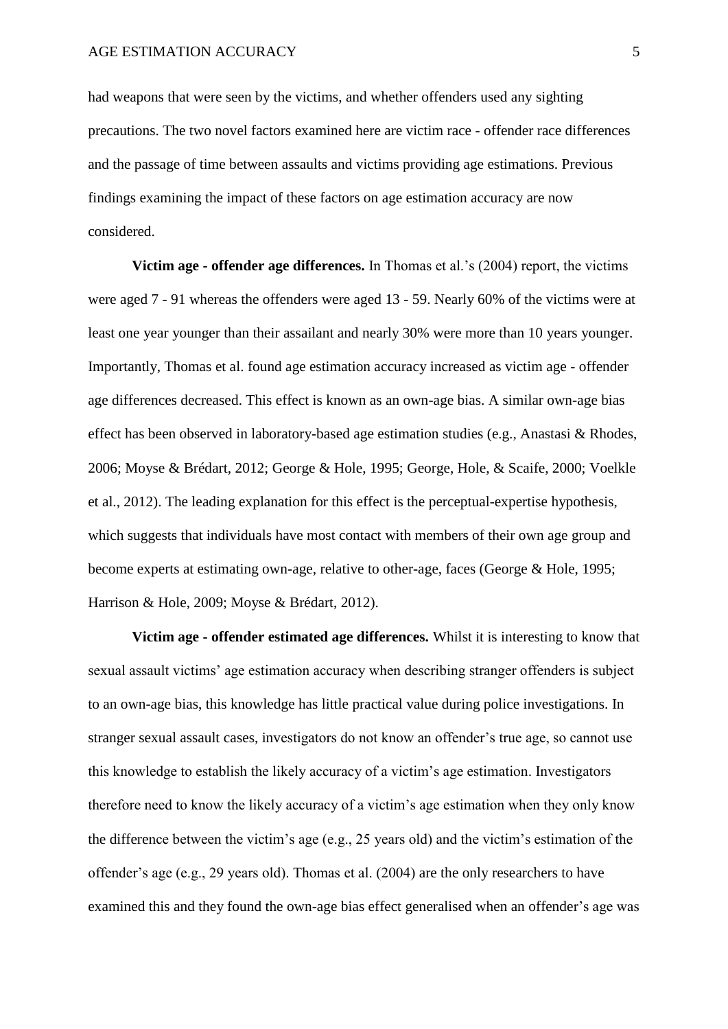had weapons that were seen by the victims, and whether offenders used any sighting precautions. The two novel factors examined here are victim race - offender race differences and the passage of time between assaults and victims providing age estimations. Previous findings examining the impact of these factors on age estimation accuracy are now considered.

**Victim age - offender age differences.** In Thomas et al.'s (2004) report, the victims were aged 7 - 91 whereas the offenders were aged 13 - 59. Nearly 60% of the victims were at least one year younger than their assailant and nearly 30% were more than 10 years younger. Importantly, Thomas et al. found age estimation accuracy increased as victim age - offender age differences decreased. This effect is known as an own-age bias. A similar own-age bias effect has been observed in laboratory-based age estimation studies (e.g., Anastasi & Rhodes, 2006; Moyse & Brédart, 2012; George & Hole, 1995; George, Hole, & Scaife, 2000; Voelkle et al., 2012). The leading explanation for this effect is the perceptual-expertise hypothesis, which suggests that individuals have most contact with members of their own age group and become experts at estimating own-age, relative to other-age, faces (George & Hole, 1995; Harrison & Hole, 2009; Moyse & Brédart, 2012).

**Victim age - offender estimated age differences.** Whilst it is interesting to know that sexual assault victims' age estimation accuracy when describing stranger offenders is subject to an own-age bias, this knowledge has little practical value during police investigations. In stranger sexual assault cases, investigators do not know an offender's true age, so cannot use this knowledge to establish the likely accuracy of a victim's age estimation. Investigators therefore need to know the likely accuracy of a victim's age estimation when they only know the difference between the victim's age (e.g., 25 years old) and the victim's estimation of the offender's age (e.g., 29 years old). Thomas et al. (2004) are the only researchers to have examined this and they found the own-age bias effect generalised when an offender's age was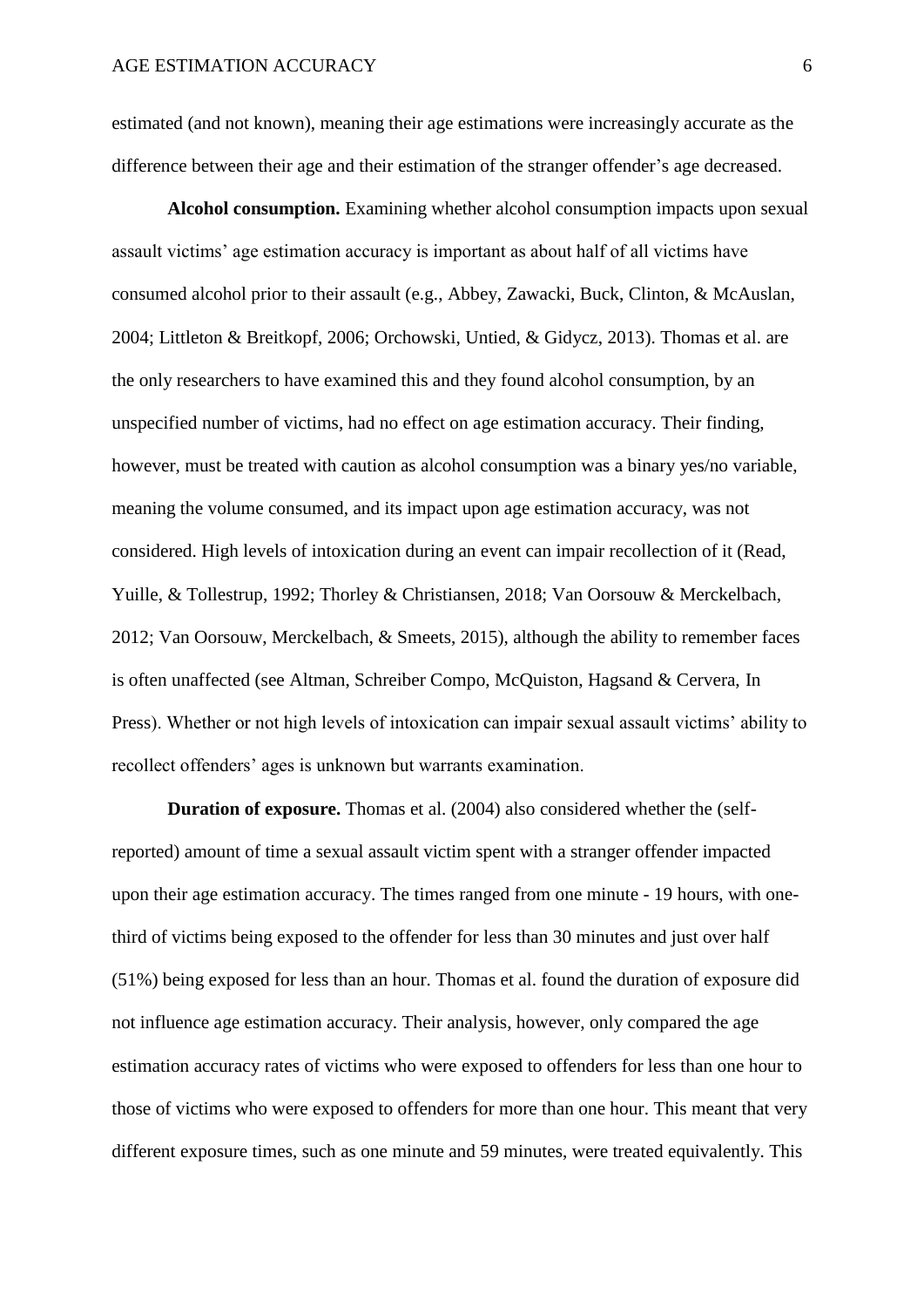estimated (and not known), meaning their age estimations were increasingly accurate as the difference between their age and their estimation of the stranger offender's age decreased.

**Alcohol consumption.** Examining whether alcohol consumption impacts upon sexual assault victims' age estimation accuracy is important as about half of all victims have consumed alcohol prior to their assault (e.g., Abbey, Zawacki, Buck, Clinton, & McAuslan, 2004; Littleton & Breitkopf, 2006; Orchowski, Untied, & Gidycz, 2013). Thomas et al. are the only researchers to have examined this and they found alcohol consumption, by an unspecified number of victims, had no effect on age estimation accuracy. Their finding, however, must be treated with caution as alcohol consumption was a binary yes/no variable, meaning the volume consumed, and its impact upon age estimation accuracy, was not considered. High levels of intoxication during an event can impair recollection of it (Read, Yuille, & Tollestrup, 1992; Thorley & Christiansen, 2018; Van Oorsouw & Merckelbach, 2012; Van Oorsouw, Merckelbach, & Smeets, 2015), although the ability to remember faces is often unaffected (see Altman, Schreiber Compo, McQuiston, Hagsand & Cervera, In Press). Whether or not high levels of intoxication can impair sexual assault victims' ability to recollect offenders' ages is unknown but warrants examination.

**Duration of exposure.** Thomas et al. (2004) also considered whether the (self-reported) amount of time a sexual assault victim spent with a stranger offender impacted upon their age estimation accuracy. The times ranged from one minute - 19 hours, with one-third of victims being exposed to the offender for less than 30 minutes and just over half (51%) being exposed for less than an hour. Thomas et al. found the duration of exposure did not influence age estimation accuracy. Their analysis, however, only compared the age estimation accuracy rates of victims who were exposed to offenders for less than one hour to those of victims who were exposed to offenders for more than one hour. This meant that very different exposure times, such as one minute and 59 minutes, were treated equivalently. This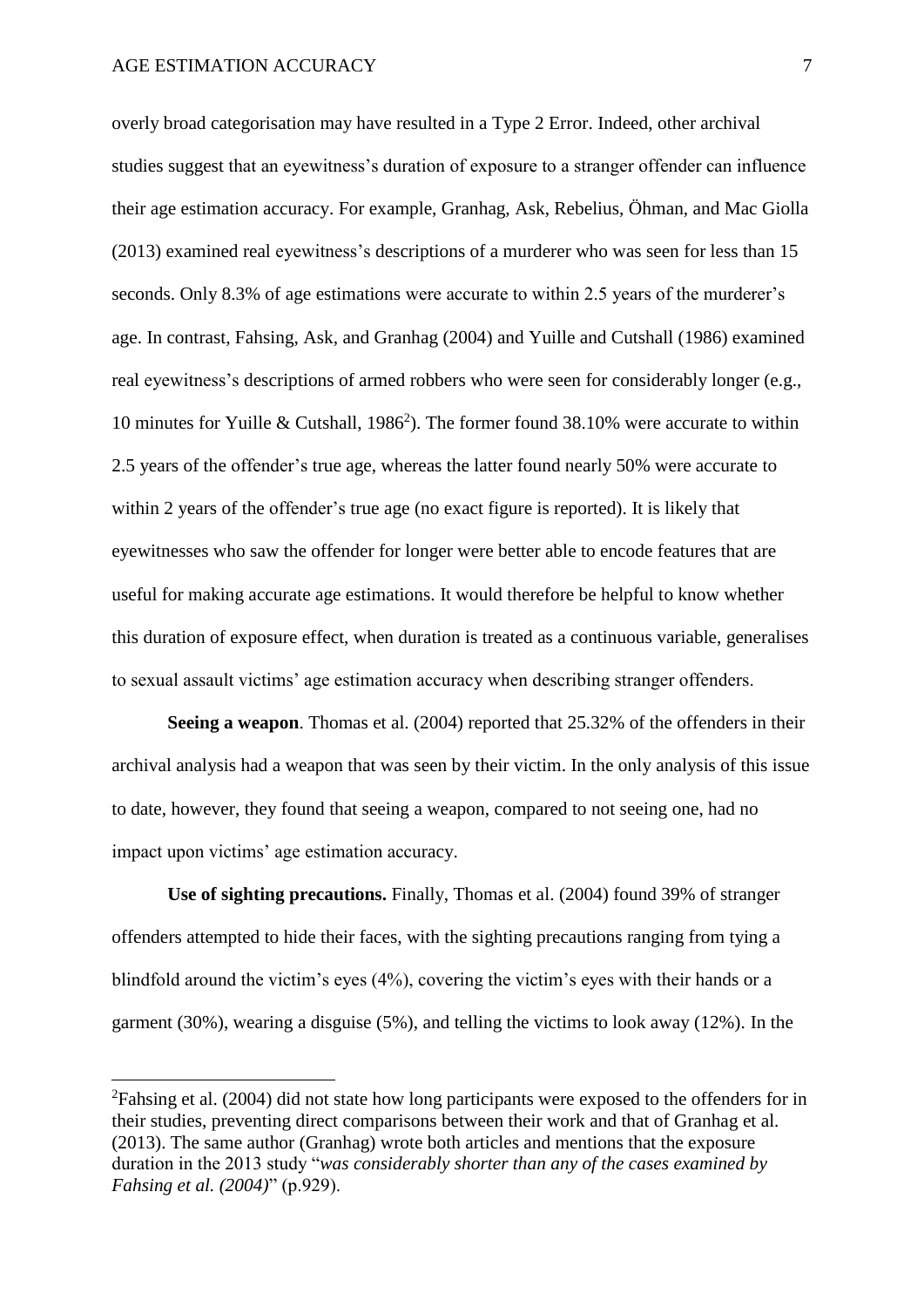overly broad categorisation may have resulted in a Type 2 Error. Indeed, other archival studies suggest that an eyewitness's duration of exposure to a stranger offender can influence their age estimation accuracy. For example, Granhag, Ask, Rebelius, Öhman, and Mac Giolla (2013) examined real eyewitness's descriptions of a murderer who was seen for less than 15 seconds. Only 8.3% of age estimations were accurate to within 2.5 years of the murderer's age. In contrast, Fahsing, Ask, and Granhag (2004) and Yuille and Cutshall (1986) examined real eyewitness's descriptions of armed robbers who were seen for considerably longer (e.g., 10 minutes for Yuille & Cutshall, 1986[2]). The former found 38.10% were accurate to within 2.5 years of the offender's true age, whereas the latter found nearly 50% were accurate to within 2 years of the offender's true age (no exact figure is reported). It is likely that eyewitnesses who saw the offender for longer were better able to encode features that are useful for making accurate age estimations. It would therefore be helpful to know whether this duration of exposure effect, when duration is treated as a continuous variable, generalises to sexual assault victims' age estimation accuracy when describing stranger offenders.

**Seeing a weapon**. Thomas et al. (2004) reported that 25.32% of the offenders in their archival analysis had a weapon that was seen by their victim. In the only analysis of this issue to date, however, they found that seeing a weapon, compared to not seeing one, had no impact upon victims' age estimation accuracy.

**Use of sighting precautions.** Finally, Thomas et al. (2004) found 39% of stranger offenders attempted to hide their faces, with the sighting precautions ranging from tying a blindfold around the victim's eyes (4%), covering the victim's eyes with their hands or a garment (30%), wearing a disguise (5%), and telling the victims to look away (12%). In the

---

[2]Fahsing et al. (2004) did not state how long participants were exposed to the offenders for in their studies, preventing direct comparisons between their work and that of Granhag et al. (2013). The same author (Granhag) wrote both articles and mentions that the exposure duration in the 2013 study "*was considerably shorter than any of the cases examined by Fahsing et al. (2004)*" (p.929).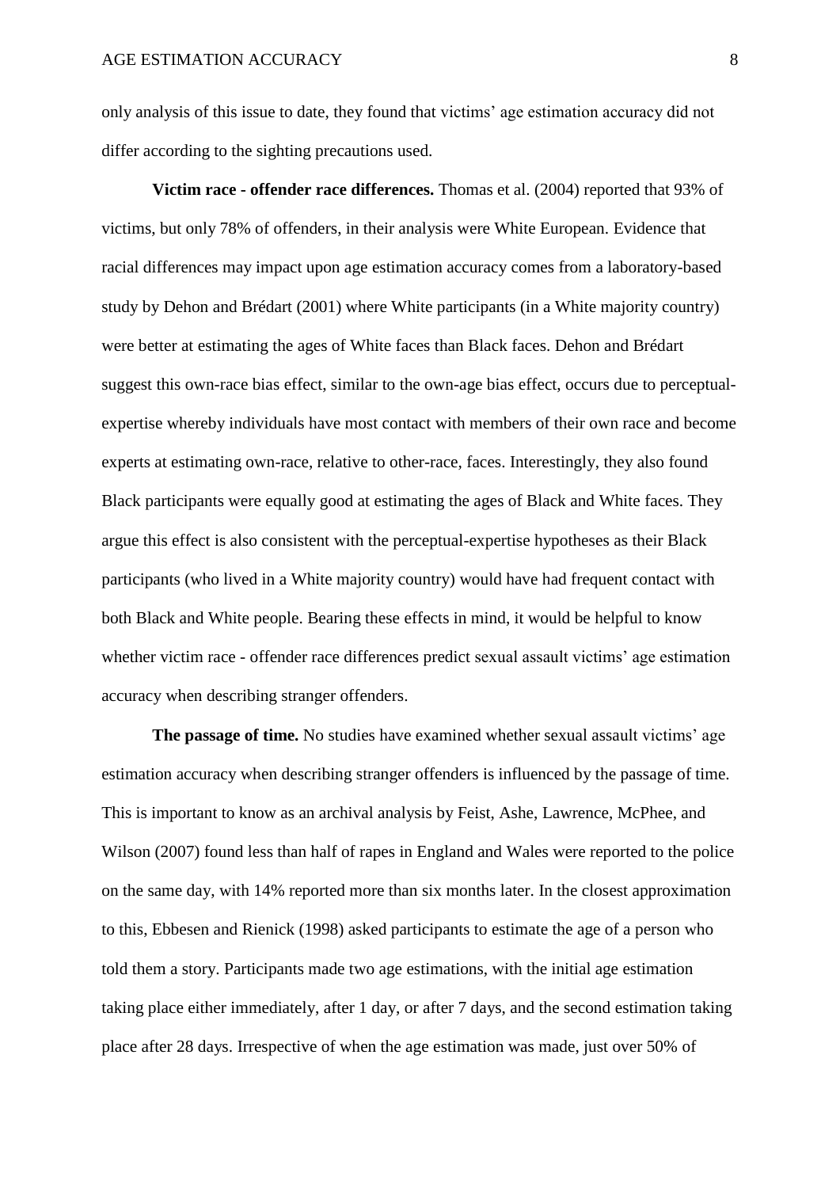only analysis of this issue to date, they found that victims' age estimation accuracy did not differ according to the sighting precautions used.

**Victim race - offender race differences.** Thomas et al. (2004) reported that 93% of victims, but only 78% of offenders, in their analysis were White European. Evidence that racial differences may impact upon age estimation accuracy comes from a laboratory-based study by Dehon and Brédart (2001) where White participants (in a White majority country) were better at estimating the ages of White faces than Black faces. Dehon and Brédart suggest this own-race bias effect, similar to the own-age bias effect, occurs due to perceptual-expertise whereby individuals have most contact with members of their own race and become experts at estimating own-race, relative to other-race, faces. Interestingly, they also found Black participants were equally good at estimating the ages of Black and White faces. They argue this effect is also consistent with the perceptual-expertise hypotheses as their Black participants (who lived in a White majority country) would have had frequent contact with both Black and White people. Bearing these effects in mind, it would be helpful to know whether victim race - offender race differences predict sexual assault victims' age estimation accuracy when describing stranger offenders.

**The passage of time.** No studies have examined whether sexual assault victims' age estimation accuracy when describing stranger offenders is influenced by the passage of time. This is important to know as an archival analysis by Feist, Ashe, Lawrence, McPhee, and Wilson (2007) found less than half of rapes in England and Wales were reported to the police on the same day, with 14% reported more than six months later. In the closest approximation to this, Ebbesen and Rienick (1998) asked participants to estimate the age of a person who told them a story. Participants made two age estimations, with the initial age estimation taking place either immediately, after 1 day, or after 7 days, and the second estimation taking place after 28 days. Irrespective of when the age estimation was made, just over 50% of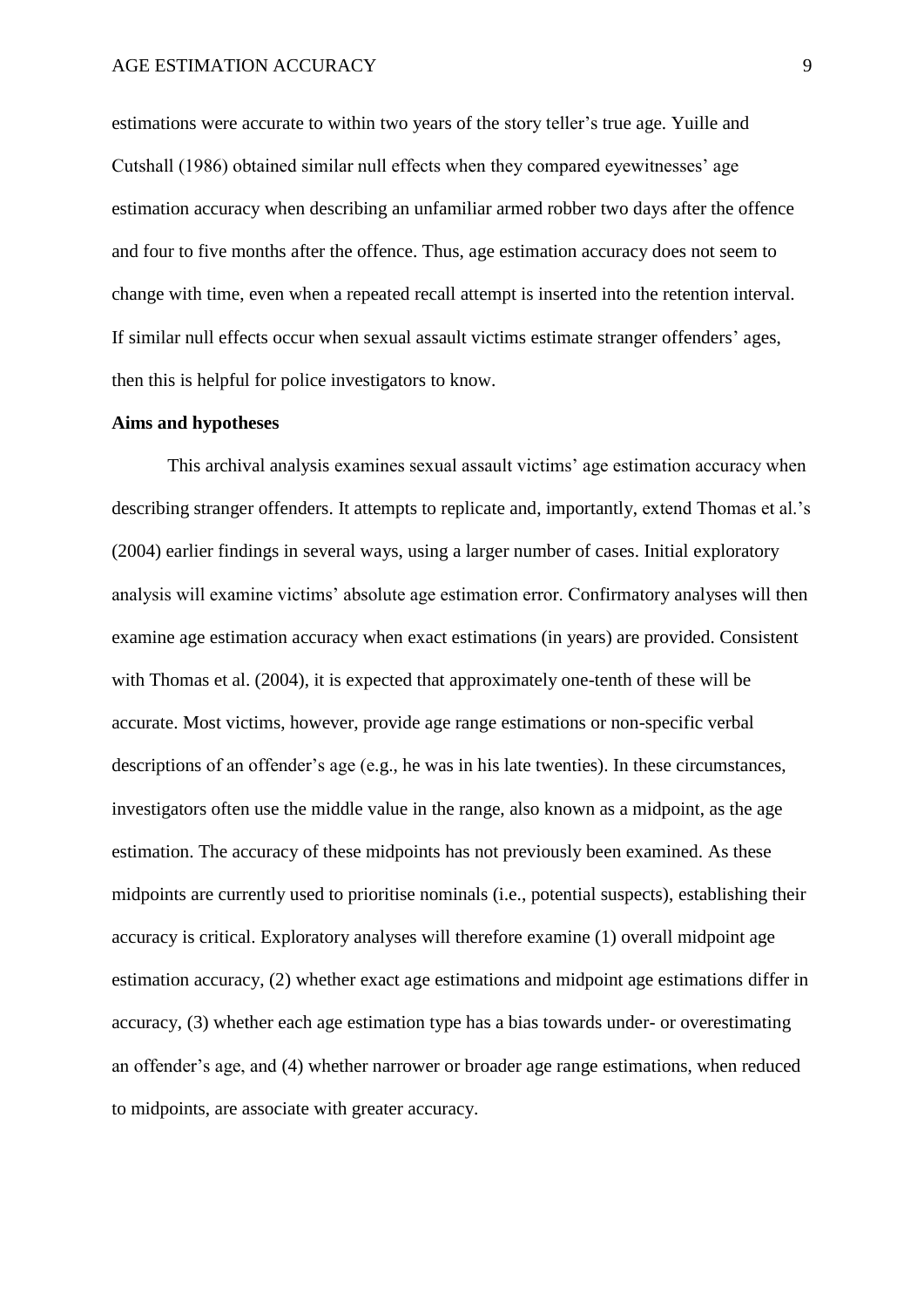estimations were accurate to within two years of the story teller's true age. Yuille and Cutshall (1986) obtained similar null effects when they compared eyewitnesses' age estimation accuracy when describing an unfamiliar armed robber two days after the offence and four to five months after the offence. Thus, age estimation accuracy does not seem to change with time, even when a repeated recall attempt is inserted into the retention interval. If similar null effects occur when sexual assault victims estimate stranger offenders' ages, then this is helpful for police investigators to know.

**Aims and hypotheses**

This archival analysis examines sexual assault victims' age estimation accuracy when describing stranger offenders. It attempts to replicate and, importantly, extend Thomas et al.'s (2004) earlier findings in several ways, using a larger number of cases. Initial exploratory analysis will examine victims' absolute age estimation error. Confirmatory analyses will then examine age estimation accuracy when exact estimations (in years) are provided. Consistent with Thomas et al. (2004), it is expected that approximately one-tenth of these will be accurate. Most victims, however, provide age range estimations or non-specific verbal descriptions of an offender's age (e.g., he was in his late twenties). In these circumstances, investigators often use the middle value in the range, also known as a midpoint, as the age estimation. The accuracy of these midpoints has not previously been examined. As these midpoints are currently used to prioritise nominals (i.e., potential suspects), establishing their accuracy is critical. Exploratory analyses will therefore examine (1) overall midpoint age estimation accuracy, (2) whether exact age estimations and midpoint age estimations differ in accuracy, (3) whether each age estimation type has a bias towards under- or overestimating an offender's age, and (4) whether narrower or broader age range estimations, when reduced to midpoints, are associate with greater accuracy.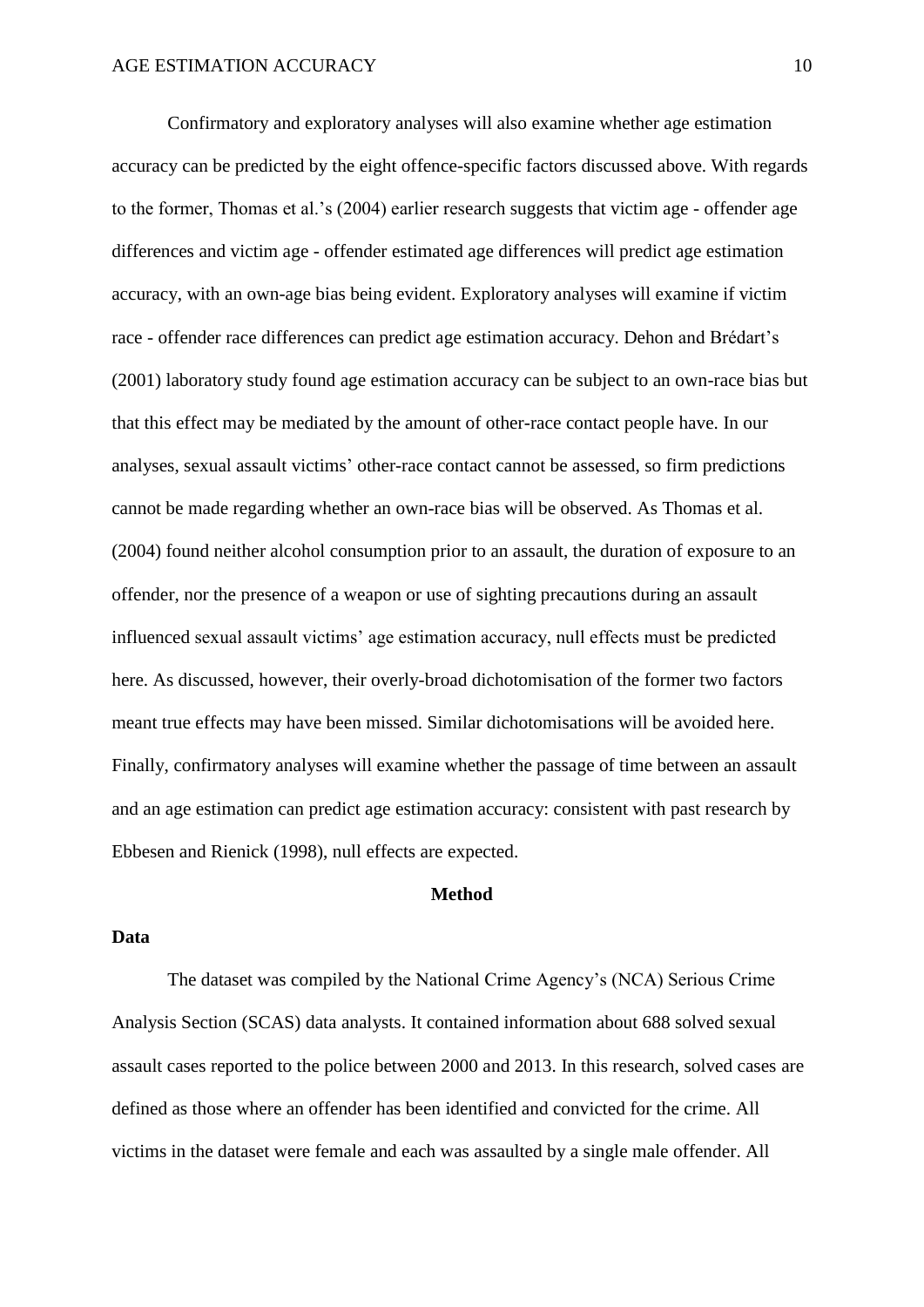Confirmatory and exploratory analyses will also examine whether age estimation accuracy can be predicted by the eight offence-specific factors discussed above. With regards to the former, Thomas et al.'s (2004) earlier research suggests that victim age - offender age differences and victim age - offender estimated age differences will predict age estimation accuracy, with an own-age bias being evident. Exploratory analyses will examine if victim race - offender race differences can predict age estimation accuracy. Dehon and Brédart's (2001) laboratory study found age estimation accuracy can be subject to an own-race bias but that this effect may be mediated by the amount of other-race contact people have. In our analyses, sexual assault victims' other-race contact cannot be assessed, so firm predictions cannot be made regarding whether an own-race bias will be observed. As Thomas et al. (2004) found neither alcohol consumption prior to an assault, the duration of exposure to an offender, nor the presence of a weapon or use of sighting precautions during an assault influenced sexual assault victims' age estimation accuracy, null effects must be predicted here. As discussed, however, their overly-broad dichotomisation of the former two factors meant true effects may have been missed. Similar dichotomisations will be avoided here. Finally, confirmatory analyses will examine whether the passage of time between an assault and an age estimation can predict age estimation accuracy: consistent with past research by Ebbesen and Rienick (1998), null effects are expected.

## Method

### Data

The dataset was compiled by the National Crime Agency's (NCA) Serious Crime Analysis Section (SCAS) data analysts. It contained information about 688 solved sexual assault cases reported to the police between 2000 and 2013. In this research, solved cases are defined as those where an offender has been identified and convicted for the crime. All victims in the dataset were female and each was assaulted by a single male offender. All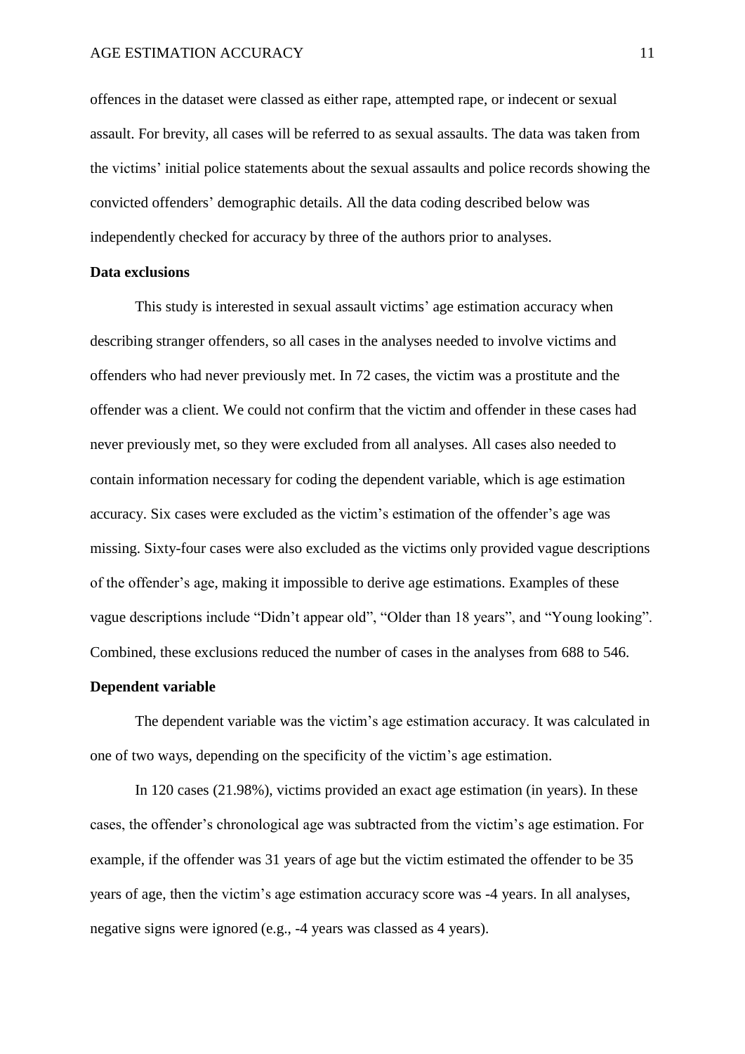offences in the dataset were classed as either rape, attempted rape, or indecent or sexual assault. For brevity, all cases will be referred to as sexual assaults. The data was taken from the victims' initial police statements about the sexual assaults and police records showing the convicted offenders' demographic details. All the data coding described below was independently checked for accuracy by three of the authors prior to analyses.

**Data exclusions**

This study is interested in sexual assault victims' age estimation accuracy when describing stranger offenders, so all cases in the analyses needed to involve victims and offenders who had never previously met. In 72 cases, the victim was a prostitute and the offender was a client. We could not confirm that the victim and offender in these cases had never previously met, so they were excluded from all analyses. All cases also needed to contain information necessary for coding the dependent variable, which is age estimation accuracy. Six cases were excluded as the victim's estimation of the offender's age was missing. Sixty-four cases were also excluded as the victims only provided vague descriptions of the offender's age, making it impossible to derive age estimations. Examples of these vague descriptions include "Didn't appear old", "Older than 18 years", and "Young looking". Combined, these exclusions reduced the number of cases in the analyses from 688 to 546.

**Dependent variable**

The dependent variable was the victim's age estimation accuracy. It was calculated in one of two ways, depending on the specificity of the victim's age estimation.

In 120 cases (21.98%), victims provided an exact age estimation (in years). In these cases, the offender's chronological age was subtracted from the victim's age estimation. For example, if the offender was 31 years of age but the victim estimated the offender to be 35 years of age, then the victim's age estimation accuracy score was -4 years. In all analyses, negative signs were ignored (e.g., -4 years was classed as 4 years).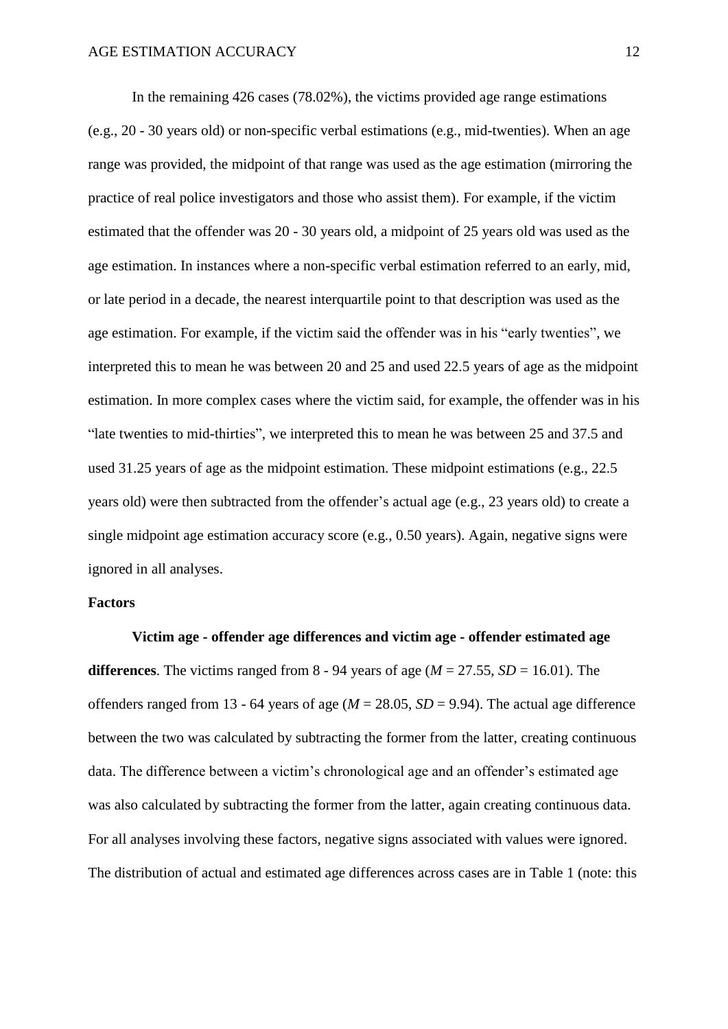In the remaining 426 cases (78.02%), the victims provided age range estimations (e.g., 20 - 30 years old) or non-specific verbal estimations (e.g., mid-twenties). When an age range was provided, the midpoint of that range was used as the age estimation (mirroring the practice of real police investigators and those who assist them). For example, if the victim estimated that the offender was 20 - 30 years old, a midpoint of 25 years old was used as the age estimation. In instances where a non-specific verbal estimation referred to an early, mid, or late period in a decade, the nearest interquartile point to that description was used as the age estimation. For example, if the victim said the offender was in his "early twenties", we interpreted this to mean he was between 20 and 25 and used 22.5 years of age as the midpoint estimation. In more complex cases where the victim said, for example, the offender was in his "late twenties to mid-thirties", we interpreted this to mean he was between 25 and 37.5 and used 31.25 years of age as the midpoint estimation. These midpoint estimations (e.g., 22.5 years old) were then subtracted from the offender's actual age (e.g., 23 years old) to create a single midpoint age estimation accuracy score (e.g., 0.50 years). Again, negative signs were ignored in all analyses.

## Factors

**Victim age - offender age differences and victim age - offender estimated age differences**. The victims ranged from 8 - 94 years of age ($M$ = 27.55, $SD$ = 16.01). The offenders ranged from 13 - 64 years of age ($M$ = 28.05, $SD$ = 9.94). The actual age difference between the two was calculated by subtracting the former from the latter, creating continuous data. The difference between a victim's chronological age and an offender's estimated age was also calculated by subtracting the former from the latter, again creating continuous data. For all analyses involving these factors, negative signs associated with values were ignored. The distribution of actual and estimated age differences across cases are in Table 1 (note: this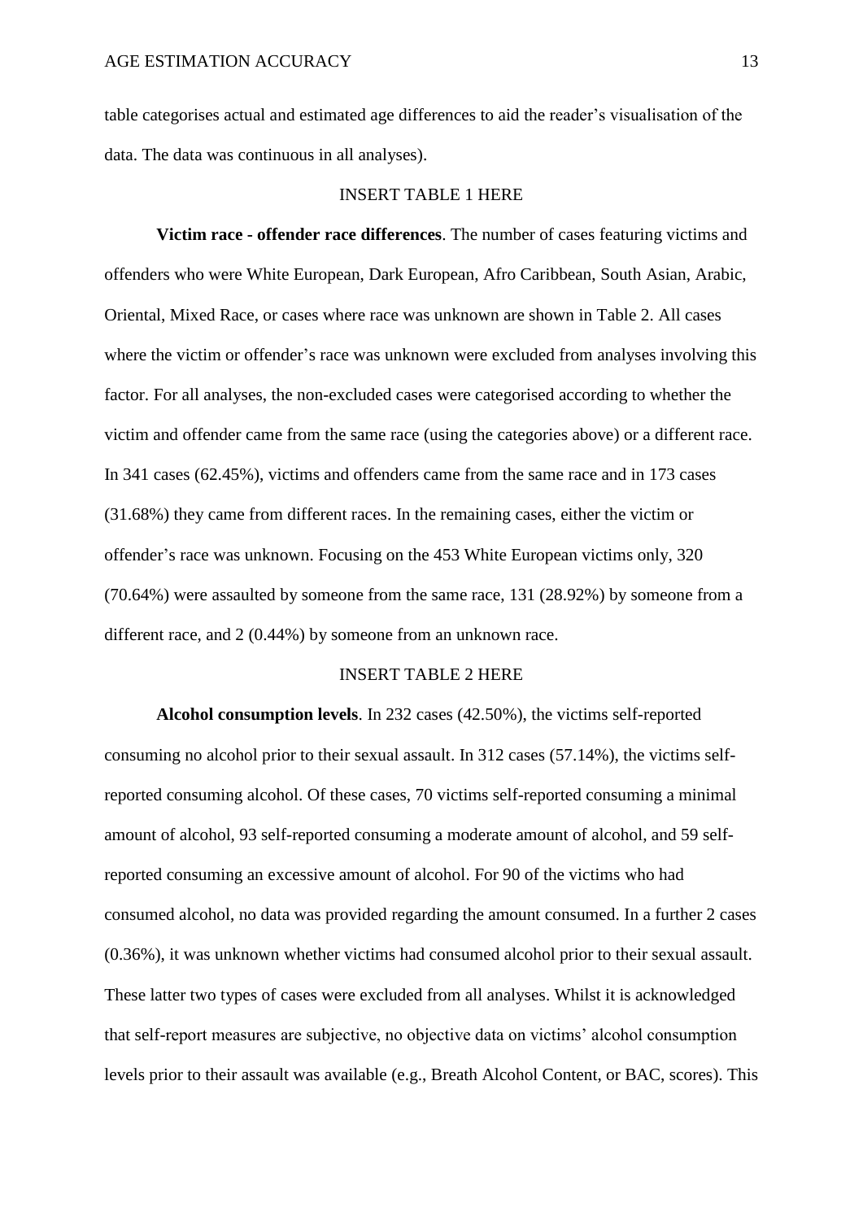table categorises actual and estimated age differences to aid the reader's visualisation of the data. The data was continuous in all analyses).

INSERT TABLE 1 HERE

**Victim race - offender race differences**. The number of cases featuring victims and offenders who were White European, Dark European, Afro Caribbean, South Asian, Arabic, Oriental, Mixed Race, or cases where race was unknown are shown in Table 2. All cases where the victim or offender's race was unknown were excluded from analyses involving this factor. For all analyses, the non-excluded cases were categorised according to whether the victim and offender came from the same race (using the categories above) or a different race. In 341 cases (62.45%), victims and offenders came from the same race and in 173 cases (31.68%) they came from different races. In the remaining cases, either the victim or offender's race was unknown. Focusing on the 453 White European victims only, 320 (70.64%) were assaulted by someone from the same race, 131 (28.92%) by someone from a different race, and 2 (0.44%) by someone from an unknown race.

INSERT TABLE 2 HERE

**Alcohol consumption levels**. In 232 cases (42.50%), the victims self-reported consuming no alcohol prior to their sexual assault. In 312 cases (57.14%), the victims self-reported consuming alcohol. Of these cases, 70 victims self-reported consuming a minimal amount of alcohol, 93 self-reported consuming a moderate amount of alcohol, and 59 self-reported consuming an excessive amount of alcohol. For 90 of the victims who had consumed alcohol, no data was provided regarding the amount consumed. In a further 2 cases (0.36%), it was unknown whether victims had consumed alcohol prior to their sexual assault. These latter two types of cases were excluded from all analyses. Whilst it is acknowledged that self-report measures are subjective, no objective data on victims' alcohol consumption levels prior to their assault was available (e.g., Breath Alcohol Content, or BAC, scores). This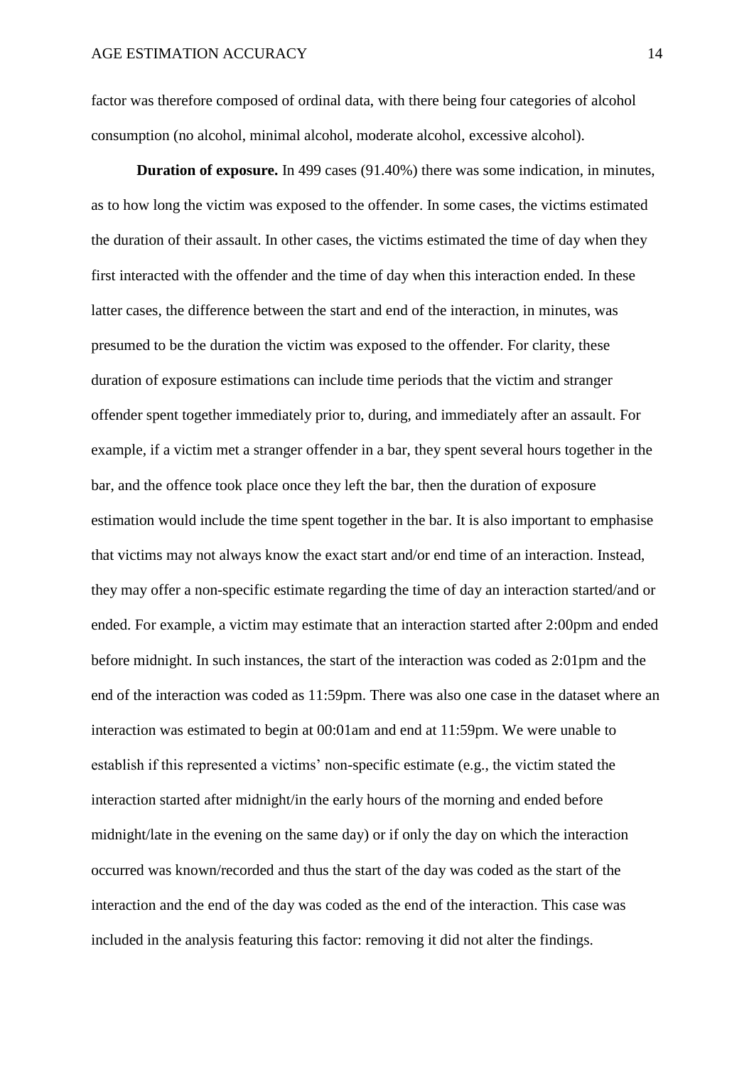factor was therefore composed of ordinal data, with there being four categories of alcohol consumption (no alcohol, minimal alcohol, moderate alcohol, excessive alcohol).

**Duration of exposure.** In 499 cases (91.40%) there was some indication, in minutes, as to how long the victim was exposed to the offender. In some cases, the victims estimated the duration of their assault. In other cases, the victims estimated the time of day when they first interacted with the offender and the time of day when this interaction ended. In these latter cases, the difference between the start and end of the interaction, in minutes, was presumed to be the duration the victim was exposed to the offender. For clarity, these duration of exposure estimations can include time periods that the victim and stranger offender spent together immediately prior to, during, and immediately after an assault. For example, if a victim met a stranger offender in a bar, they spent several hours together in the bar, and the offence took place once they left the bar, then the duration of exposure estimation would include the time spent together in the bar. It is also important to emphasise that victims may not always know the exact start and/or end time of an interaction. Instead, they may offer a non-specific estimate regarding the time of day an interaction started/and or ended. For example, a victim may estimate that an interaction started after 2:00pm and ended before midnight. In such instances, the start of the interaction was coded as 2:01pm and the end of the interaction was coded as 11:59pm. There was also one case in the dataset where an interaction was estimated to begin at 00:01am and end at 11:59pm. We were unable to establish if this represented a victims' non-specific estimate (e.g., the victim stated the interaction started after midnight/in the early hours of the morning and ended before midnight/late in the evening on the same day) or if only the day on which the interaction occurred was known/recorded and thus the start of the day was coded as the start of the interaction and the end of the day was coded as the end of the interaction. This case was included in the analysis featuring this factor: removing it did not alter the findings.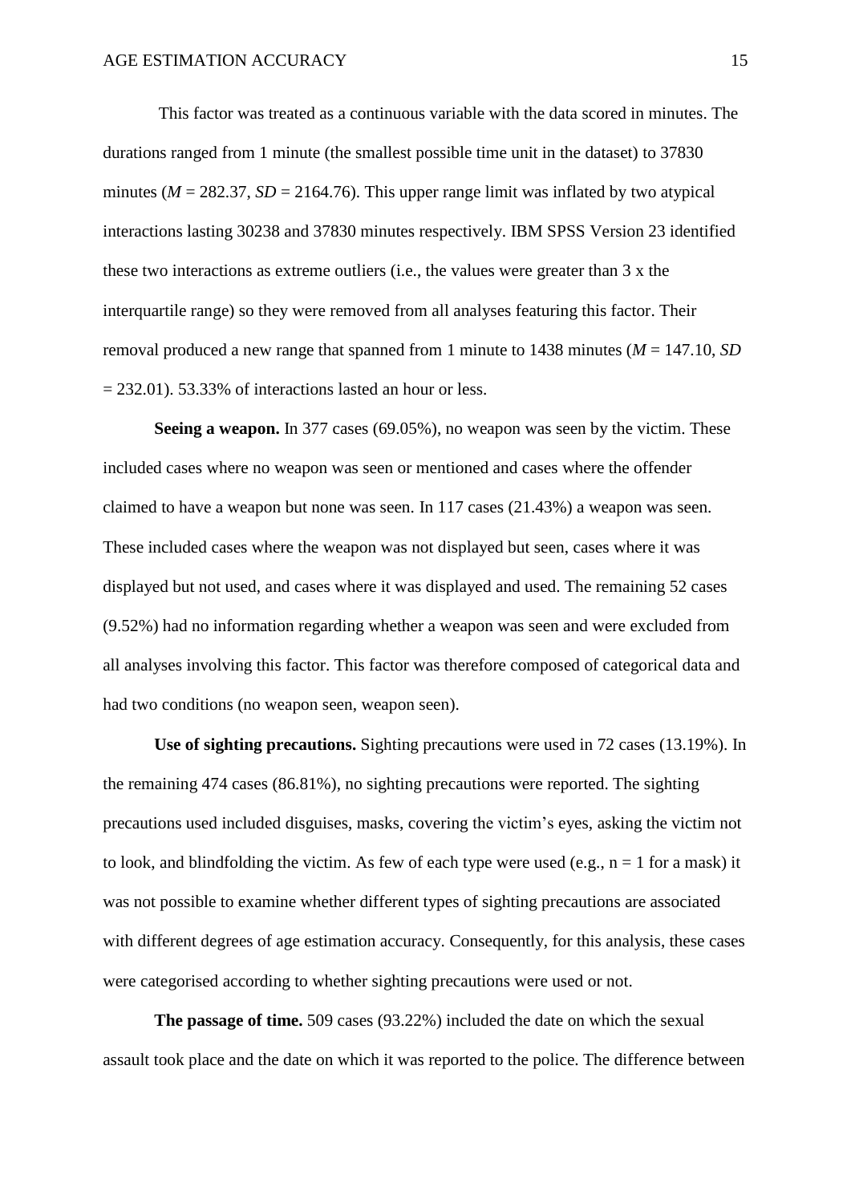This factor was treated as a continuous variable with the data scored in minutes. The durations ranged from 1 minute (the smallest possible time unit in the dataset) to 37830 minutes ($M$ = 282.37, $SD$ = 2164.76). This upper range limit was inflated by two atypical interactions lasting 30238 and 37830 minutes respectively. IBM SPSS Version 23 identified these two interactions as extreme outliers (i.e., the values were greater than 3 x the interquartile range) so they were removed from all analyses featuring this factor. Their removal produced a new range that spanned from 1 minute to 1438 minutes ($M$ = 147.10, $SD$ = 232.01). 53.33% of interactions lasted an hour or less.

**Seeing a weapon.** In 377 cases (69.05%), no weapon was seen by the victim. These included cases where no weapon was seen or mentioned and cases where the offender claimed to have a weapon but none was seen. In 117 cases (21.43%) a weapon was seen. These included cases where the weapon was not displayed but seen, cases where it was displayed but not used, and cases where it was displayed and used. The remaining 52 cases (9.52%) had no information regarding whether a weapon was seen and were excluded from all analyses involving this factor. This factor was therefore composed of categorical data and had two conditions (no weapon seen, weapon seen).

**Use of sighting precautions.** Sighting precautions were used in 72 cases (13.19%). In the remaining 474 cases (86.81%), no sighting precautions were reported. The sighting precautions used included disguises, masks, covering the victim's eyes, asking the victim not to look, and blindfolding the victim. As few of each type were used (e.g., $n = 1$ for a mask) it was not possible to examine whether different types of sighting precautions are associated with different degrees of age estimation accuracy. Consequently, for this analysis, these cases were categorised according to whether sighting precautions were used or not.

**The passage of time.** 509 cases (93.22%) included the date on which the sexual assault took place and the date on which it was reported to the police. The difference between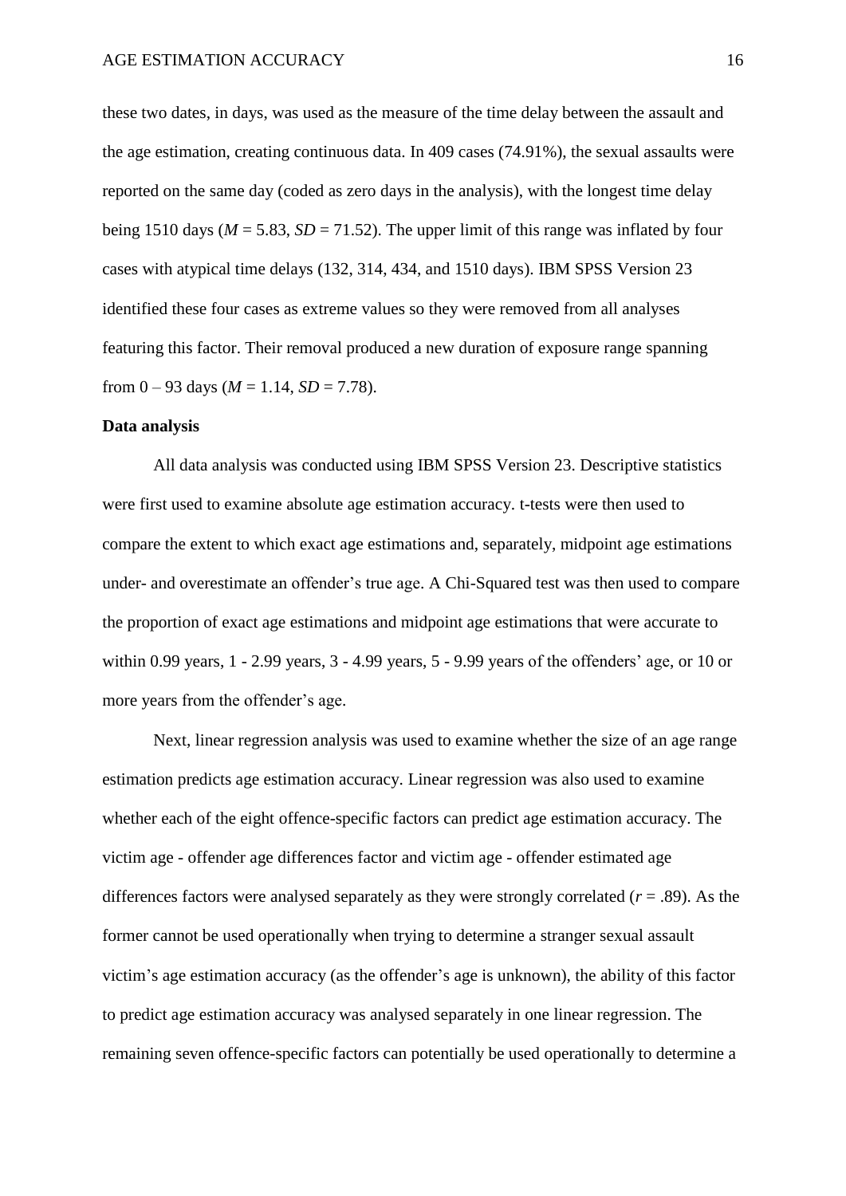these two dates, in days, was used as the measure of the time delay between the assault and the age estimation, creating continuous data. In 409 cases (74.91%), the sexual assaults were reported on the same day (coded as zero days in the analysis), with the longest time delay being 1510 days ($M$ = 5.83, $SD$ = 71.52). The upper limit of this range was inflated by four cases with atypical time delays (132, 314, 434, and 1510 days). IBM SPSS Version 23 identified these four cases as extreme values so they were removed from all analyses featuring this factor. Their removal produced a new duration of exposure range spanning from 0 – 93 days ($M$ = 1.14, $SD$ = 7.78).

**Data analysis**

All data analysis was conducted using IBM SPSS Version 23. Descriptive statistics were first used to examine absolute age estimation accuracy. t-tests were then used to compare the extent to which exact age estimations and, separately, midpoint age estimations under- and overestimate an offender's true age. A Chi-Squared test was then used to compare the proportion of exact age estimations and midpoint age estimations that were accurate to within 0.99 years, 1 - 2.99 years, 3 - 4.99 years, 5 - 9.99 years of the offenders' age, or 10 or more years from the offender's age.

Next, linear regression analysis was used to examine whether the size of an age range estimation predicts age estimation accuracy. Linear regression was also used to examine whether each of the eight offence-specific factors can predict age estimation accuracy. The victim age - offender age differences factor and victim age - offender estimated age differences factors were analysed separately as they were strongly correlated ($r$ = .89). As the former cannot be used operationally when trying to determine a stranger sexual assault victim's age estimation accuracy (as the offender's age is unknown), the ability of this factor to predict age estimation accuracy was analysed separately in one linear regression. The remaining seven offence-specific factors can potentially be used operationally to determine a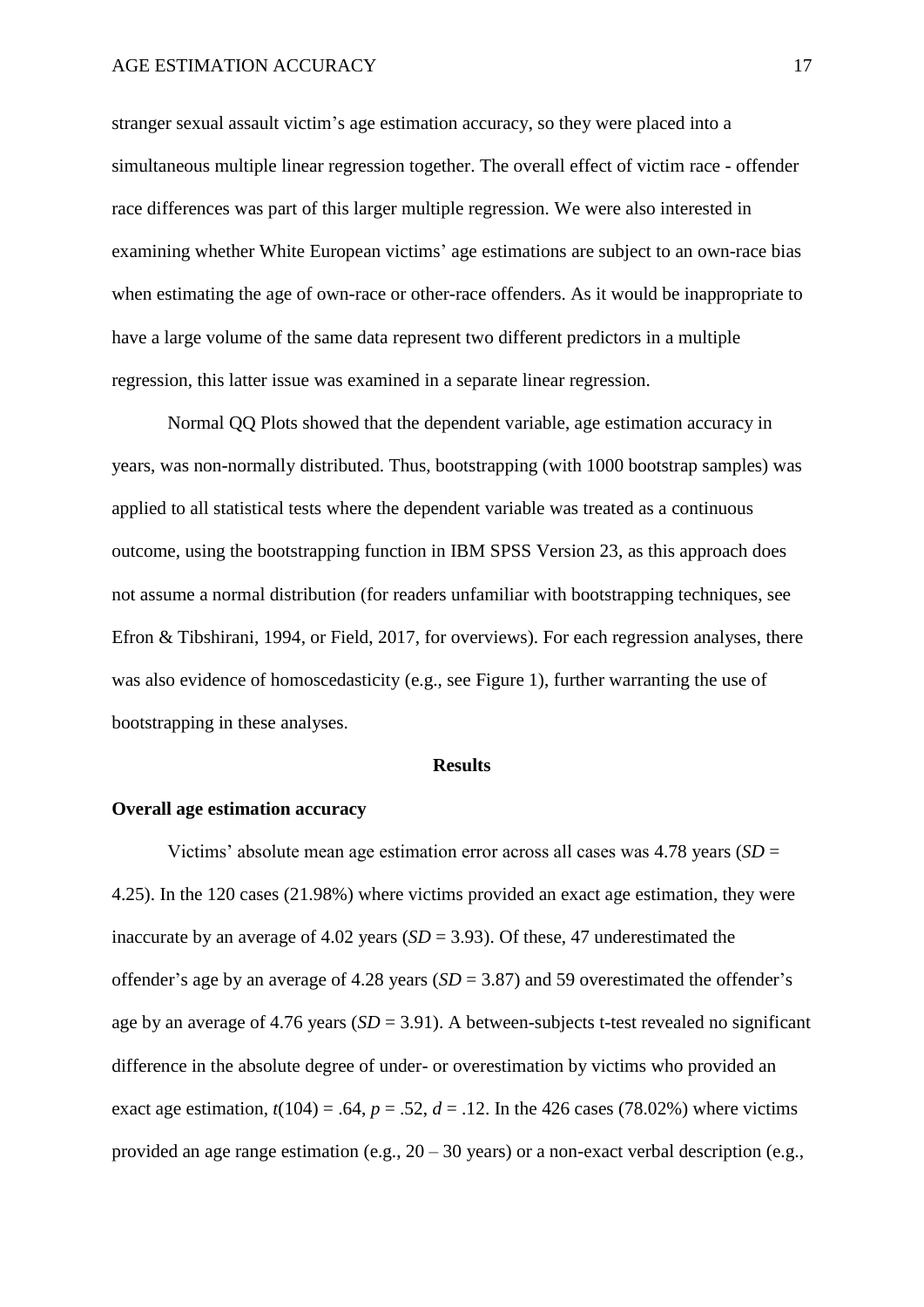stranger sexual assault victim's age estimation accuracy, so they were placed into a simultaneous multiple linear regression together. The overall effect of victim race - offender race differences was part of this larger multiple regression. We were also interested in examining whether White European victims' age estimations are subject to an own-race bias when estimating the age of own-race or other-race offenders. As it would be inappropriate to have a large volume of the same data represent two different predictors in a multiple regression, this latter issue was examined in a separate linear regression.

Normal QQ Plots showed that the dependent variable, age estimation accuracy in years, was non-normally distributed. Thus, bootstrapping (with 1000 bootstrap samples) was applied to all statistical tests where the dependent variable was treated as a continuous outcome, using the bootstrapping function in IBM SPSS Version 23, as this approach does not assume a normal distribution (for readers unfamiliar with bootstrapping techniques, see Efron & Tibshirani, 1994, or Field, 2017, for overviews). For each regression analyses, there was also evidence of homoscedasticity (e.g., see Figure 1), further warranting the use of bootstrapping in these analyses.

## Results

### Overall age estimation accuracy

Victims' absolute mean age estimation error across all cases was 4.78 years ($SD$ = 4.25). In the 120 cases (21.98%) where victims provided an exact age estimation, they were inaccurate by an average of 4.02 years ($SD$ = 3.93). Of these, 47 underestimated the offender's age by an average of 4.28 years ($SD$ = 3.87) and 59 overestimated the offender's age by an average of 4.76 years ($SD$ = 3.91). A between-subjects t-test revealed no significant difference in the absolute degree of under- or overestimation by victims who provided an exact age estimation, $t(104) = .64$, $p = .52$, $d = .12$. In the 426 cases (78.02%) where victims provided an age range estimation (e.g., 20 – 30 years) or a non-exact verbal description (e.g.,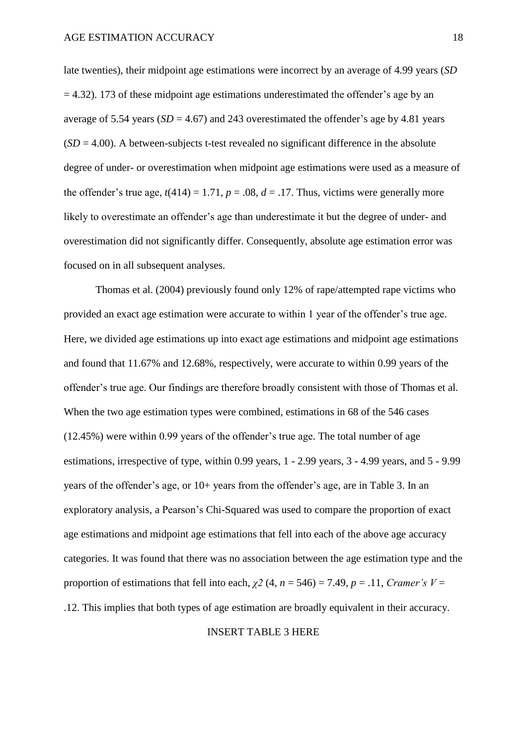late twenties), their midpoint age estimations were incorrect by an average of 4.99 years (*SD* = 4.32). 173 of these midpoint age estimations underestimated the offender's age by an average of 5.54 years (*SD* = 4.67) and 243 overestimated the offender's age by 4.81 years (*SD* = 4.00). A between-subjects t-test revealed no significant difference in the absolute degree of under- or overestimation when midpoint age estimations were used as a measure of the offender's true age, $t(414) = 1.71$, $p = .08$, $d = .17$. Thus, victims were generally more likely to overestimate an offender's age than underestimate it but the degree of under- and overestimation did not significantly differ. Consequently, absolute age estimation error was focused on in all subsequent analyses.

Thomas et al. (2004) previously found only 12% of rape/attempted rape victims who provided an exact age estimation were accurate to within 1 year of the offender's true age. Here, we divided age estimations up into exact age estimations and midpoint age estimations and found that 11.67% and 12.68%, respectively, were accurate to within 0.99 years of the offender's true age. Our findings are therefore broadly consistent with those of Thomas et al. When the two age estimation types were combined, estimations in 68 of the 546 cases (12.45%) were within 0.99 years of the offender's true age. The total number of age estimations, irrespective of type, within 0.99 years, 1 - 2.99 years, 3 - 4.99 years, and 5 - 9.99 years of the offender's age, or 10+ years from the offender's age, are in Table 3. In an exploratory analysis, a Pearson's Chi-Squared was used to compare the proportion of exact age estimations and midpoint age estimations that fell into each of the above age accuracy categories. It was found that there was no association between the age estimation type and the proportion of estimations that fell into each, $\chi^2$ $(4, n = 546) = 7.49$, $p = .11$, *Cramer's V* = .12. This implies that both types of age estimation are broadly equivalent in their accuracy.

INSERT TABLE 3 HERE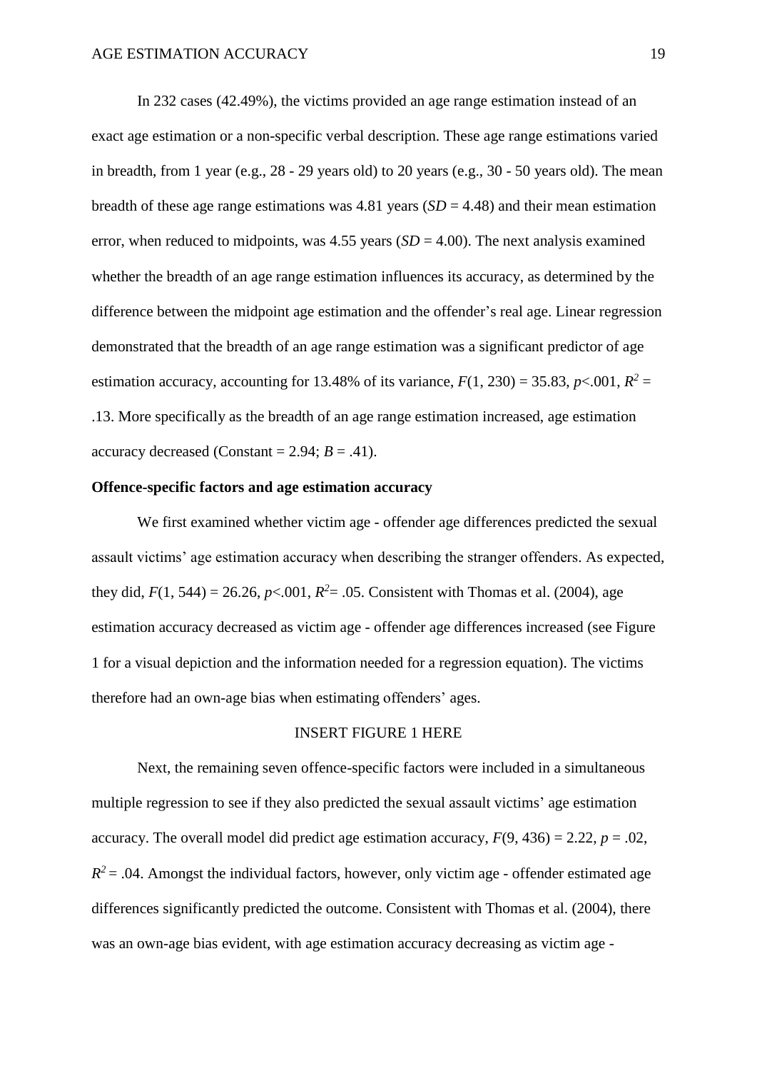In 232 cases (42.49%), the victims provided an age range estimation instead of an exact age estimation or a non-specific verbal description. These age range estimations varied in breadth, from 1 year (e.g., 28 - 29 years old) to 20 years (e.g., 30 - 50 years old). The mean breadth of these age range estimations was 4.81 years (*SD* = 4.48) and their mean estimation error, when reduced to midpoints, was 4.55 years (*SD* = 4.00). The next analysis examined whether the breadth of an age range estimation influences its accuracy, as determined by the difference between the midpoint age estimation and the offender's real age. Linear regression demonstrated that the breadth of an age range estimation was a significant predictor of age estimation accuracy, accounting for 13.48% of its variance, $F(1, 230) = 35.83$, $p<.001$, $R^2 = .13$. More specifically as the breadth of an age range estimation increased, age estimation accuracy decreased (Constant = 2.94; $B = .41$).

**Offence-specific factors and age estimation accuracy**

We first examined whether victim age - offender age differences predicted the sexual assault victims' age estimation accuracy when describing the stranger offenders. As expected, they did, $F(1, 544) = 26.26$, $p<.001$, $R^2 = .05$. Consistent with Thomas et al. (2004), age estimation accuracy decreased as victim age - offender age differences increased (see Figure 1 for a visual depiction and the information needed for a regression equation). The victims therefore had an own-age bias when estimating offenders' ages.

INSERT FIGURE 1 HERE

Next, the remaining seven offence-specific factors were included in a simultaneous multiple regression to see if they also predicted the sexual assault victims' age estimation accuracy. The overall model did predict age estimation accuracy, $F(9, 436) = 2.22$, $p = .02$, $R^2 = .04$. Amongst the individual factors, however, only victim age - offender estimated age differences significantly predicted the outcome. Consistent with Thomas et al. (2004), there was an own-age bias evident, with age estimation accuracy decreasing as victim age -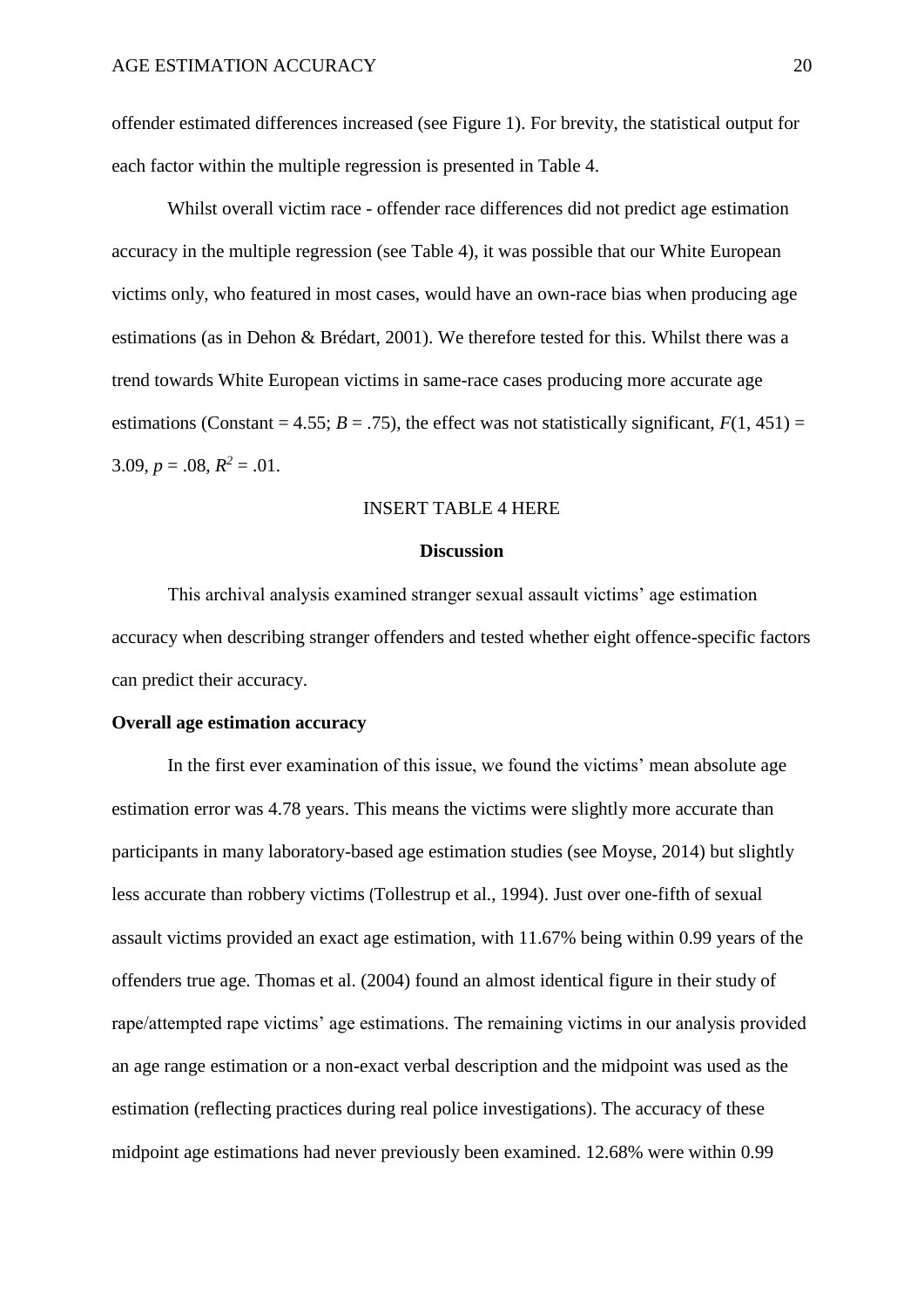offender estimated differences increased (see Figure 1). For brevity, the statistical output for each factor within the multiple regression is presented in Table 4.

Whilst overall victim race - offender race differences did not predict age estimation accuracy in the multiple regression (see Table 4), it was possible that our White European victims only, who featured in most cases, would have an own-race bias when producing age estimations (as in Dehon & Brédart, 2001). We therefore tested for this. Whilst there was a trend towards White European victims in same-race cases producing more accurate age estimations (Constant = 4.55; $B = .75$), the effect was not statistically significant, $F(1, 451) = 3.09$, $p = .08$, $R^2 = .01$.

INSERT TABLE 4 HERE

## Discussion

This archival analysis examined stranger sexual assault victims' age estimation accuracy when describing stranger offenders and tested whether eight offence-specific factors can predict their accuracy.

### Overall age estimation accuracy

In the first ever examination of this issue, we found the victims' mean absolute age estimation error was 4.78 years. This means the victims were slightly more accurate than participants in many laboratory-based age estimation studies (see Moyse, 2014) but slightly less accurate than robbery victims (Tollestrup et al., 1994). Just over one-fifth of sexual assault victims provided an exact age estimation, with 11.67% being within 0.99 years of the offenders true age. Thomas et al. (2004) found an almost identical figure in their study of rape/attempted rape victims' age estimations. The remaining victims in our analysis provided an age range estimation or a non-exact verbal description and the midpoint was used as the estimation (reflecting practices during real police investigations). The accuracy of these midpoint age estimations had never previously been examined. 12.68% were within 0.99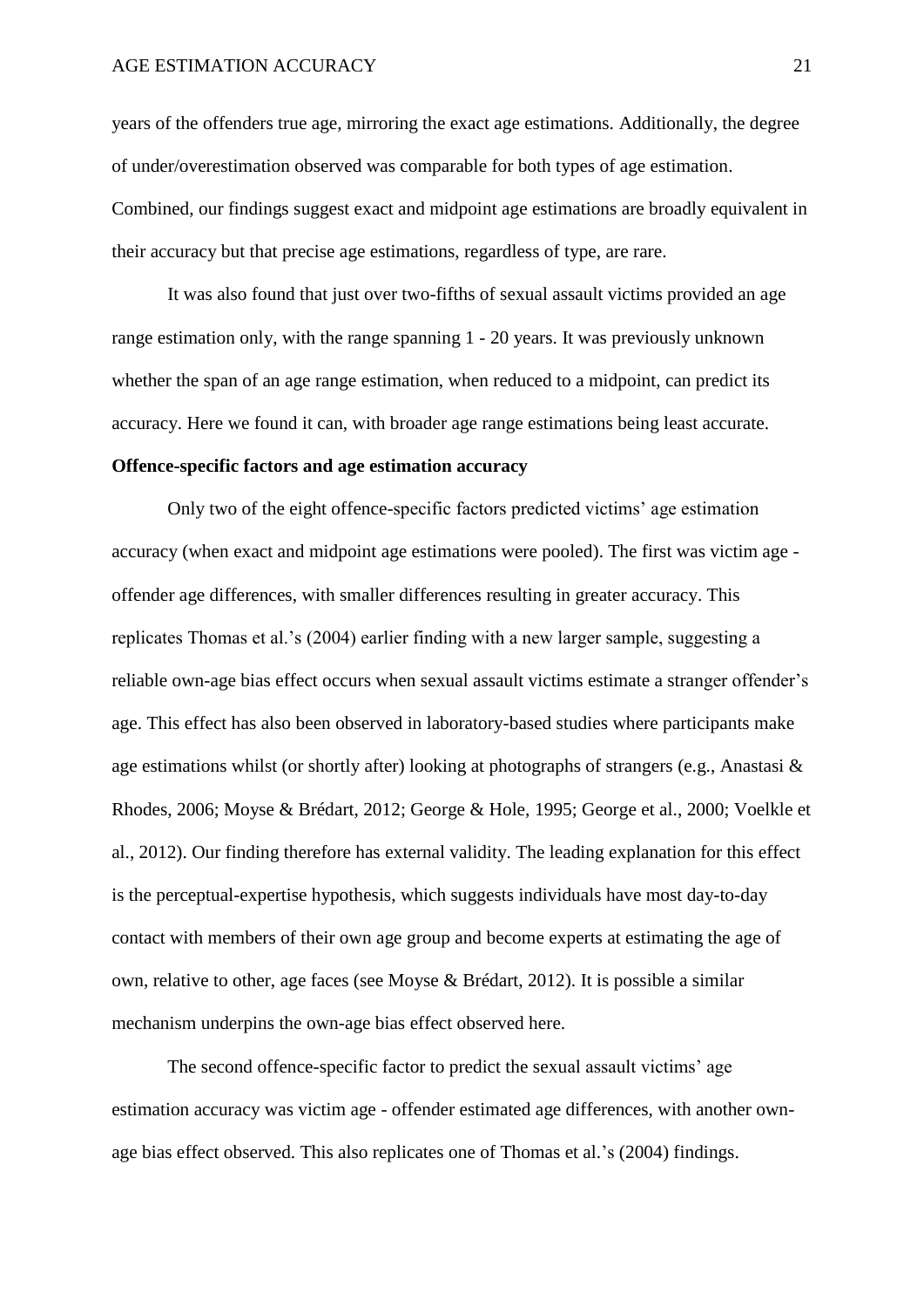years of the offenders true age, mirroring the exact age estimations. Additionally, the degree of under/overestimation observed was comparable for both types of age estimation. Combined, our findings suggest exact and midpoint age estimations are broadly equivalent in their accuracy but that precise age estimations, regardless of type, are rare.

It was also found that just over two-fifths of sexual assault victims provided an age range estimation only, with the range spanning 1 - 20 years. It was previously unknown whether the span of an age range estimation, when reduced to a midpoint, can predict its accuracy. Here we found it can, with broader age range estimations being least accurate.

**Offence-specific factors and age estimation accuracy**

Only two of the eight offence-specific factors predicted victims' age estimation accuracy (when exact and midpoint age estimations were pooled). The first was victim age - offender age differences, with smaller differences resulting in greater accuracy. This replicates Thomas et al.'s (2004) earlier finding with a new larger sample, suggesting a reliable own-age bias effect occurs when sexual assault victims estimate a stranger offender's age. This effect has also been observed in laboratory-based studies where participants make age estimations whilst (or shortly after) looking at photographs of strangers (e.g., Anastasi & Rhodes, 2006; Moyse & Brédart, 2012; George & Hole, 1995; George et al., 2000; Voelkle et al., 2012). Our finding therefore has external validity. The leading explanation for this effect is the perceptual-expertise hypothesis, which suggests individuals have most day-to-day contact with members of their own age group and become experts at estimating the age of own, relative to other, age faces (see Moyse & Brédart, 2012). It is possible a similar mechanism underpins the own-age bias effect observed here.

The second offence-specific factor to predict the sexual assault victims' age estimation accuracy was victim age - offender estimated age differences, with another own-age bias effect observed. This also replicates one of Thomas et al.'s (2004) findings.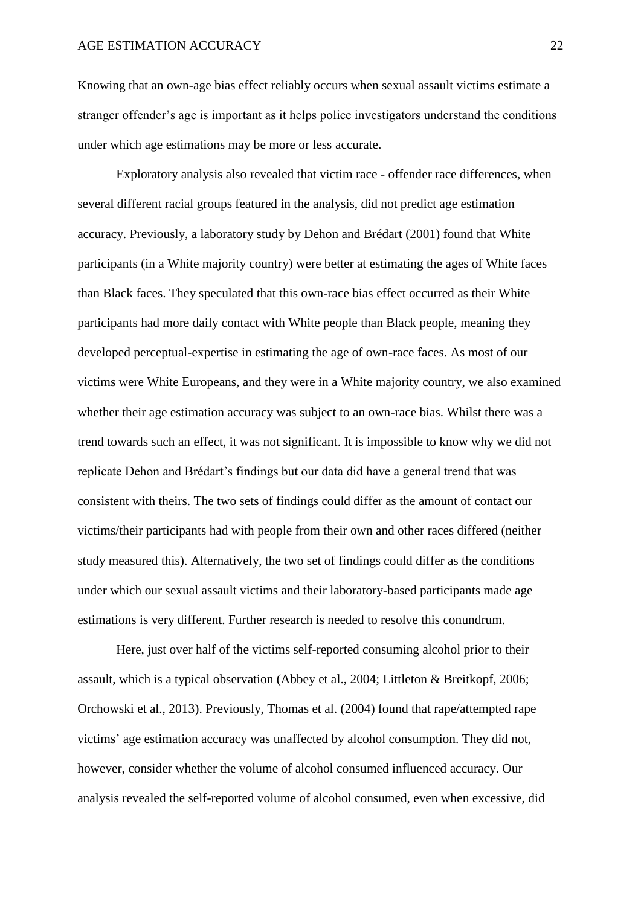Knowing that an own-age bias effect reliably occurs when sexual assault victims estimate a stranger offender's age is important as it helps police investigators understand the conditions under which age estimations may be more or less accurate.

Exploratory analysis also revealed that victim race - offender race differences, when several different racial groups featured in the analysis, did not predict age estimation accuracy. Previously, a laboratory study by Dehon and Brédart (2001) found that White participants (in a White majority country) were better at estimating the ages of White faces than Black faces. They speculated that this own-race bias effect occurred as their White participants had more daily contact with White people than Black people, meaning they developed perceptual-expertise in estimating the age of own-race faces. As most of our victims were White Europeans, and they were in a White majority country, we also examined whether their age estimation accuracy was subject to an own-race bias. Whilst there was a trend towards such an effect, it was not significant. It is impossible to know why we did not replicate Dehon and Brédart's findings but our data did have a general trend that was consistent with theirs. The two sets of findings could differ as the amount of contact our victims/their participants had with people from their own and other races differed (neither study measured this). Alternatively, the two set of findings could differ as the conditions under which our sexual assault victims and their laboratory-based participants made age estimations is very different. Further research is needed to resolve this conundrum.

Here, just over half of the victims self-reported consuming alcohol prior to their assault, which is a typical observation (Abbey et al., 2004; Littleton & Breitkopf, 2006; Orchowski et al., 2013). Previously, Thomas et al. (2004) found that rape/attempted rape victims' age estimation accuracy was unaffected by alcohol consumption. They did not, however, consider whether the volume of alcohol consumed influenced accuracy. Our analysis revealed the self-reported volume of alcohol consumed, even when excessive, did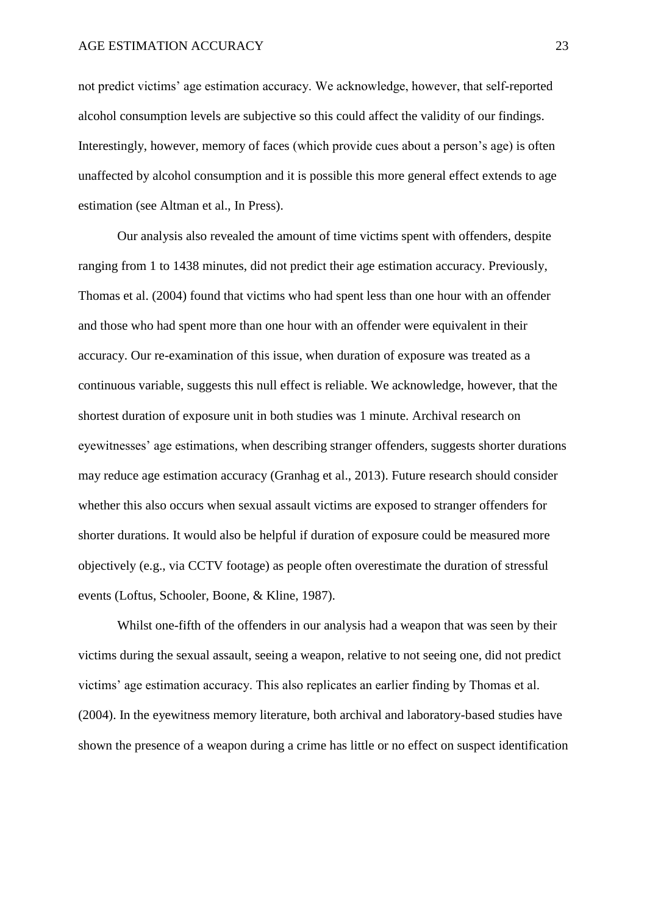not predict victims' age estimation accuracy. We acknowledge, however, that self-reported alcohol consumption levels are subjective so this could affect the validity of our findings. Interestingly, however, memory of faces (which provide cues about a person's age) is often unaffected by alcohol consumption and it is possible this more general effect extends to age estimation (see Altman et al., In Press).

Our analysis also revealed the amount of time victims spent with offenders, despite ranging from 1 to 1438 minutes, did not predict their age estimation accuracy. Previously, Thomas et al. (2004) found that victims who had spent less than one hour with an offender and those who had spent more than one hour with an offender were equivalent in their accuracy. Our re-examination of this issue, when duration of exposure was treated as a continuous variable, suggests this null effect is reliable. We acknowledge, however, that the shortest duration of exposure unit in both studies was 1 minute. Archival research on eyewitnesses' age estimations, when describing stranger offenders, suggests shorter durations may reduce age estimation accuracy (Granhag et al., 2013). Future research should consider whether this also occurs when sexual assault victims are exposed to stranger offenders for shorter durations. It would also be helpful if duration of exposure could be measured more objectively (e.g., via CCTV footage) as people often overestimate the duration of stressful events (Loftus, Schooler, Boone, & Kline, 1987).

Whilst one-fifth of the offenders in our analysis had a weapon that was seen by their victims during the sexual assault, seeing a weapon, relative to not seeing one, did not predict victims' age estimation accuracy. This also replicates an earlier finding by Thomas et al. (2004). In the eyewitness memory literature, both archival and laboratory-based studies have shown the presence of a weapon during a crime has little or no effect on suspect identification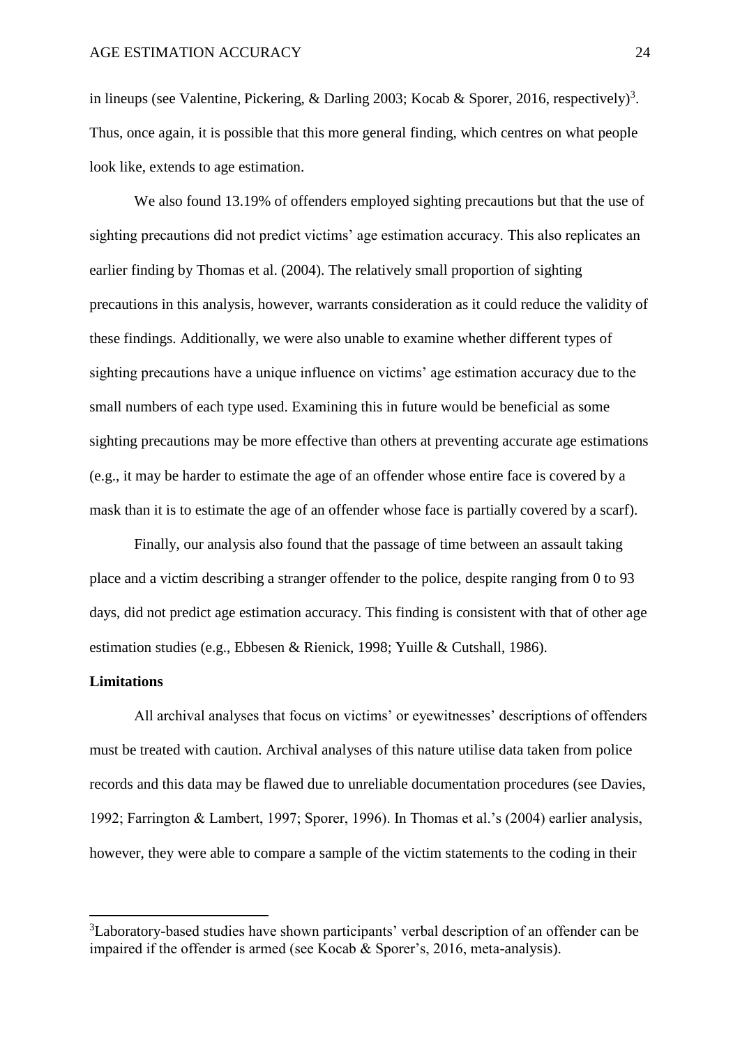in lineups (see Valentine, Pickering, & Darling 2003; Kocab & Sporer, 2016, respectively)[3]. Thus, once again, it is possible that this more general finding, which centres on what people look like, extends to age estimation.

We also found 13.19% of offenders employed sighting precautions but that the use of sighting precautions did not predict victims' age estimation accuracy. This also replicates an earlier finding by Thomas et al. (2004). The relatively small proportion of sighting precautions in this analysis, however, warrants consideration as it could reduce the validity of these findings. Additionally, we were also unable to examine whether different types of sighting precautions have a unique influence on victims' age estimation accuracy due to the small numbers of each type used. Examining this in future would be beneficial as some sighting precautions may be more effective than others at preventing accurate age estimations (e.g., it may be harder to estimate the age of an offender whose entire face is covered by a mask than it is to estimate the age of an offender whose face is partially covered by a scarf).

Finally, our analysis also found that the passage of time between an assault taking place and a victim describing a stranger offender to the police, despite ranging from 0 to 93 days, did not predict age estimation accuracy. This finding is consistent with that of other age estimation studies (e.g., Ebbesen & Rienick, 1998; Yuille & Cutshall, 1986).

**Limitations**

All archival analyses that focus on victims' or eyewitnesses' descriptions of offenders must be treated with caution. Archival analyses of this nature utilise data taken from police records and this data may be flawed due to unreliable documentation procedures (see Davies, 1992; Farrington & Lambert, 1997; Sporer, 1996). In Thomas et al.'s (2004) earlier analysis, however, they were able to compare a sample of the victim statements to the coding in their

[3]Laboratory-based studies have shown participants' verbal description of an offender can be impaired if the offender is armed (see Kocab & Sporer's, 2016, meta-analysis).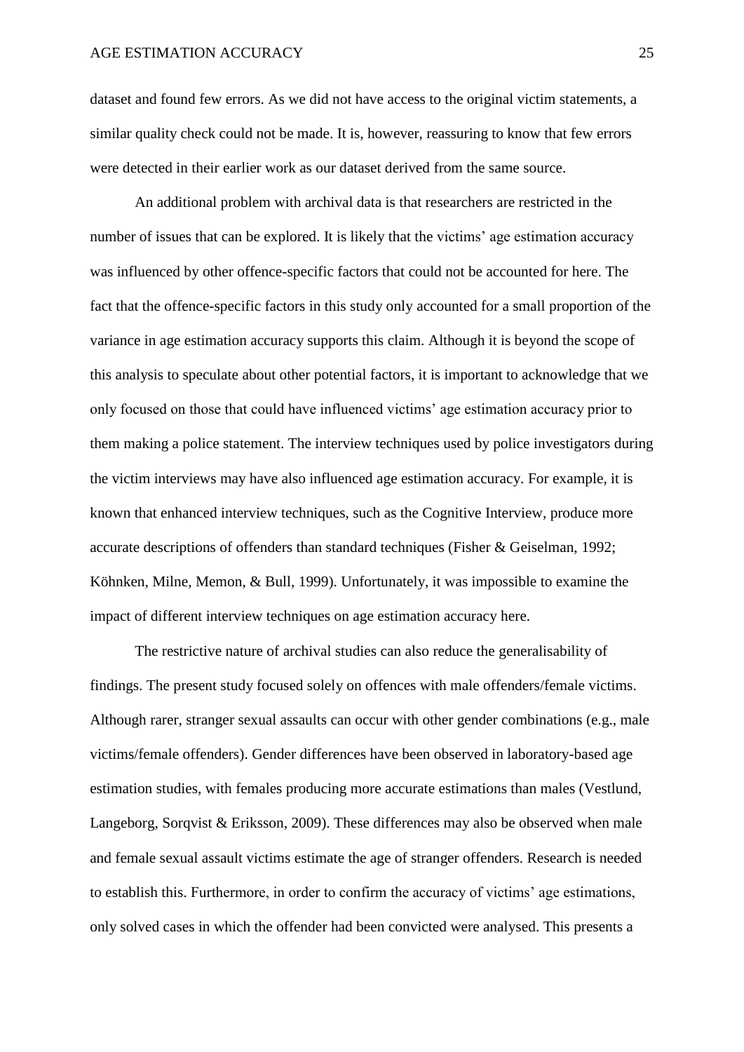dataset and found few errors. As we did not have access to the original victim statements, a similar quality check could not be made. It is, however, reassuring to know that few errors were detected in their earlier work as our dataset derived from the same source.

An additional problem with archival data is that researchers are restricted in the number of issues that can be explored. It is likely that the victims' age estimation accuracy was influenced by other offence-specific factors that could not be accounted for here. The fact that the offence-specific factors in this study only accounted for a small proportion of the variance in age estimation accuracy supports this claim. Although it is beyond the scope of this analysis to speculate about other potential factors, it is important to acknowledge that we only focused on those that could have influenced victims' age estimation accuracy prior to them making a police statement. The interview techniques used by police investigators during the victim interviews may have also influenced age estimation accuracy. For example, it is known that enhanced interview techniques, such as the Cognitive Interview, produce more accurate descriptions of offenders than standard techniques (Fisher & Geiselman, 1992; Köhnken, Milne, Memon, & Bull, 1999). Unfortunately, it was impossible to examine the impact of different interview techniques on age estimation accuracy here.

The restrictive nature of archival studies can also reduce the generalisability of findings. The present study focused solely on offences with male offenders/female victims. Although rarer, stranger sexual assaults can occur with other gender combinations (e.g., male victims/female offenders). Gender differences have been observed in laboratory-based age estimation studies, with females producing more accurate estimations than males (Vestlund, Langeborg, Sorqvist & Eriksson, 2009). These differences may also be observed when male and female sexual assault victims estimate the age of stranger offenders. Research is needed to establish this. Furthermore, in order to confirm the accuracy of victims' age estimations, only solved cases in which the offender had been convicted were analysed. This presents a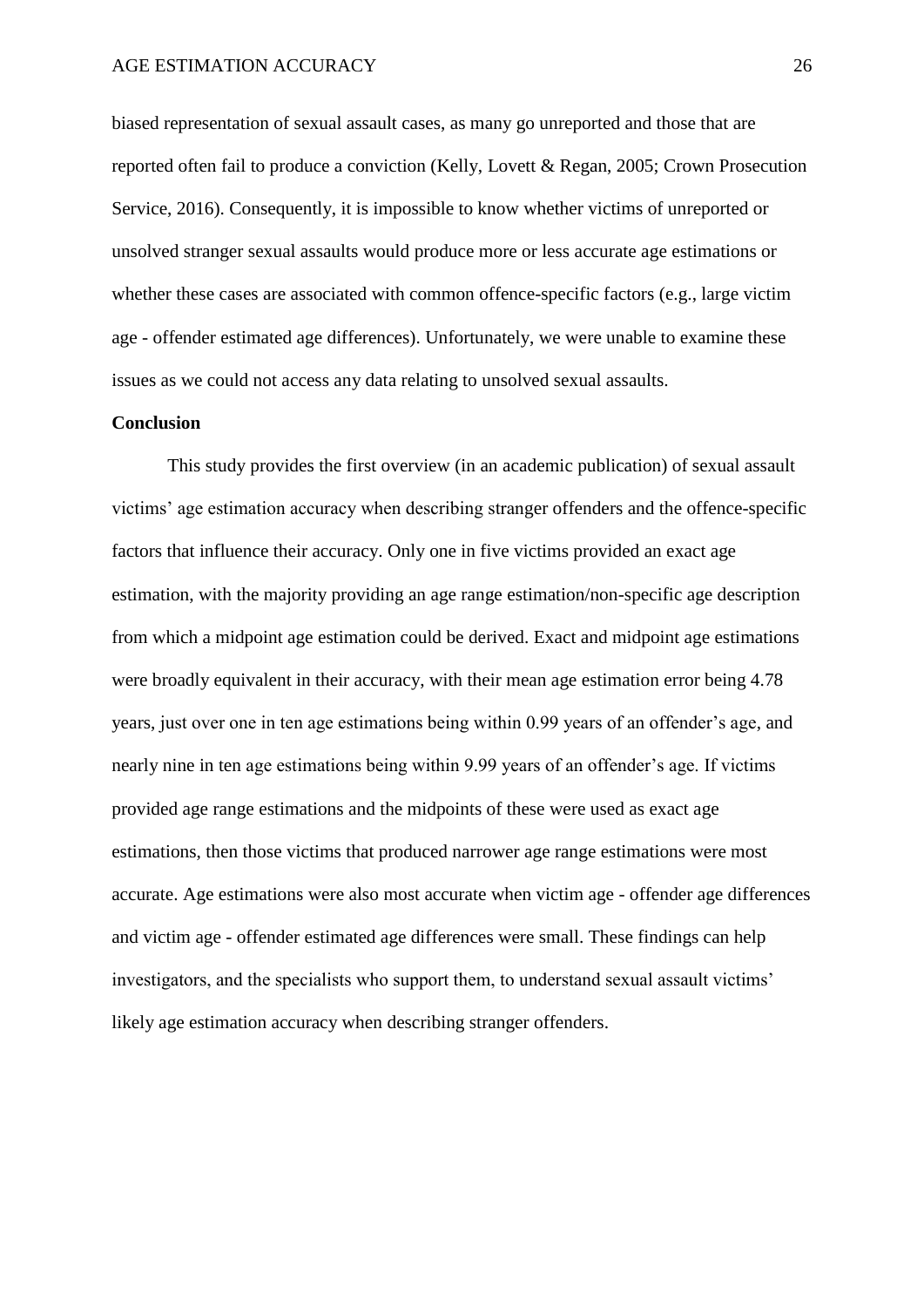biased representation of sexual assault cases, as many go unreported and those that are reported often fail to produce a conviction (Kelly, Lovett & Regan, 2005; Crown Prosecution Service, 2016). Consequently, it is impossible to know whether victims of unreported or unsolved stranger sexual assaults would produce more or less accurate age estimations or whether these cases are associated with common offence-specific factors (e.g., large victim age - offender estimated age differences). Unfortunately, we were unable to examine these issues as we could not access any data relating to unsolved sexual assaults.

## Conclusion

This study provides the first overview (in an academic publication) of sexual assault victims' age estimation accuracy when describing stranger offenders and the offence-specific factors that influence their accuracy. Only one in five victims provided an exact age estimation, with the majority providing an age range estimation/non-specific age description from which a midpoint age estimation could be derived. Exact and midpoint age estimations were broadly equivalent in their accuracy, with their mean age estimation error being 4.78 years, just over one in ten age estimations being within 0.99 years of an offender's age, and nearly nine in ten age estimations being within 9.99 years of an offender's age. If victims provided age range estimations and the midpoints of these were used as exact age estimations, then those victims that produced narrower age range estimations were most accurate. Age estimations were also most accurate when victim age - offender age differences and victim age - offender estimated age differences were small. These findings can help investigators, and the specialists who support them, to understand sexual assault victims' likely age estimation accuracy when describing stranger offenders.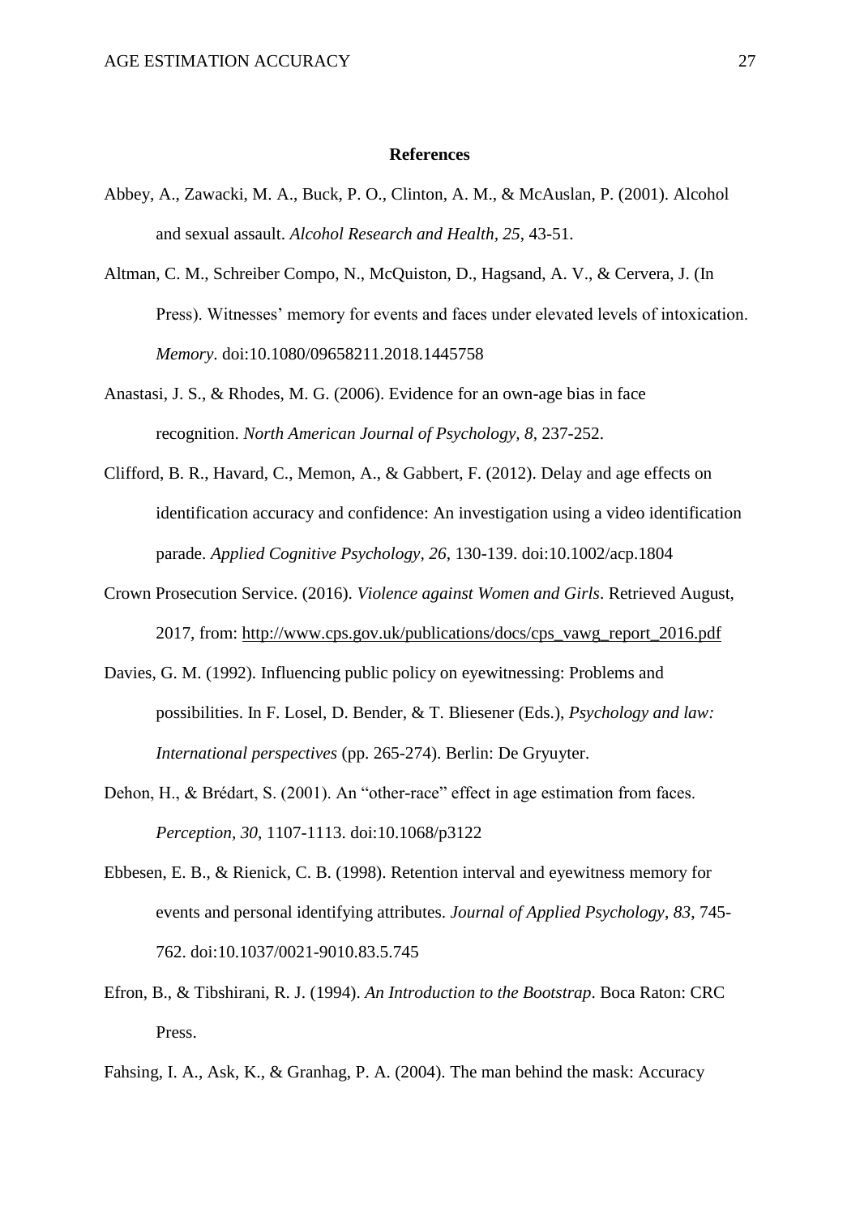**References**

Abbey, A., Zawacki, M. A., Buck, P. O., Clinton, A. M., & McAuslan, P. (2001). Alcohol and sexual assault. *Alcohol Research and Health, 25*, 43-51.

Altman, C. M., Schreiber Compo, N., McQuiston, D., Hagsand, A. V., & Cervera, J. (In Press). Witnesses' memory for events and faces under elevated levels of intoxication. *Memory*. doi:10.1080/09658211.2018.1445758

Anastasi, J. S., & Rhodes, M. G. (2006). Evidence for an own-age bias in face recognition. *North American Journal of Psychology, 8*, 237-252.

Clifford, B. R., Havard, C., Memon, A., & Gabbert, F. (2012). Delay and age effects on identification accuracy and confidence: An investigation using a video identification parade. *Applied Cognitive Psychology, 26*, 130-139. doi:10.1002/acp.1804

Crown Prosecution Service. (2016). *Violence against Women and Girls*. Retrieved August, 2017, from: http://www.cps.gov.uk/publications/docs/cps_vawg_report_2016.pdf

Davies, G. M. (1992). Influencing public policy on eyewitnessing: Problems and possibilities. In F. Losel, D. Bender, & T. Bliesener (Eds.), *Psychology and law: International perspectives* (pp. 265-274). Berlin: De Gryuyter.

Dehon, H., & Brédart, S. (2001). An "other-race" effect in age estimation from faces. *Perception, 30*, 1107-1113. doi:10.1068/p3122

Ebbesen, E. B., & Rienick, C. B. (1998). Retention interval and eyewitness memory for events and personal identifying attributes. *Journal of Applied Psychology, 83*, 745-762. doi:10.1037/0021-9010.83.5.745

Efron, B., & Tibshirani, R. J. (1994). *An Introduction to the Bootstrap*. Boca Raton: CRC Press.

Fahsing, I. A., Ask, K., & Granhag, P. A. (2004). The man behind the mask: Accuracy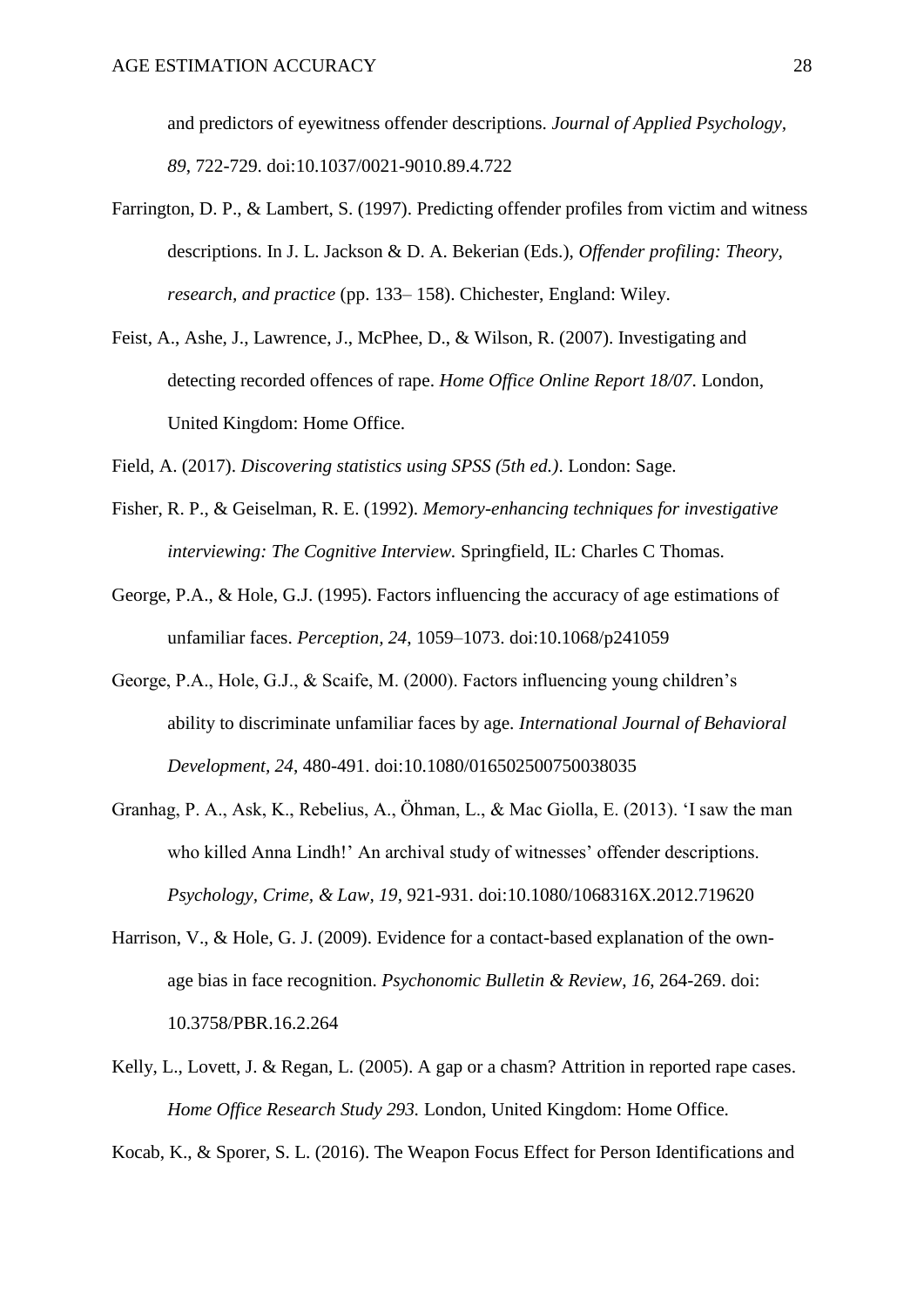and predictors of eyewitness offender descriptions. *Journal of Applied Psychology, 89*, 722-729. doi:10.1037/0021-9010.89.4.722

Farrington, D. P., & Lambert, S. (1997). Predicting offender profiles from victim and witness descriptions. In J. L. Jackson & D. A. Bekerian (Eds.), *Offender profiling: Theory, research, and practice* (pp. 133– 158). Chichester, England: Wiley.

Feist, A., Ashe, J., Lawrence, J., McPhee, D., & Wilson, R. (2007). Investigating and detecting recorded offences of rape. *Home Office Online Report 18/07*. London, United Kingdom: Home Office.

Field, A. (2017). *Discovering statistics using SPSS (5th ed.)*. London: Sage.

Fisher, R. P., & Geiselman, R. E. (1992). *Memory-enhancing techniques for investigative interviewing: The Cognitive Interview.* Springfield, IL: Charles C Thomas.

George, P.A., & Hole, G.J. (1995). Factors influencing the accuracy of age estimations of unfamiliar faces. *Perception, 24*, 1059–1073. doi:10.1068/p241059

George, P.A., Hole, G.J., & Scaife, M. (2000). Factors influencing young children's ability to discriminate unfamiliar faces by age. *International Journal of Behavioral Development, 24*, 480-491. doi:10.1080/016502500750038035

Granhag, P. A., Ask, K., Rebelius, A., Öhman, L., & Mac Giolla, E. (2013). 'I saw the man who killed Anna Lindh!' An archival study of witnesses' offender descriptions. *Psychology, Crime, & Law, 19*, 921-931. doi:10.1080/1068316X.2012.719620

Harrison, V., & Hole, G. J. (2009). Evidence for a contact-based explanation of the own-age bias in face recognition. *Psychonomic Bulletin & Review, 16*, 264-269. doi: 10.3758/PBR.16.2.264

Kelly, L., Lovett, J. & Regan, L. (2005). A gap or a chasm? Attrition in reported rape cases. *Home Office Research Study 293.* London, United Kingdom: Home Office.

Kocab, K., & Sporer, S. L. (2016). The Weapon Focus Effect for Person Identifications and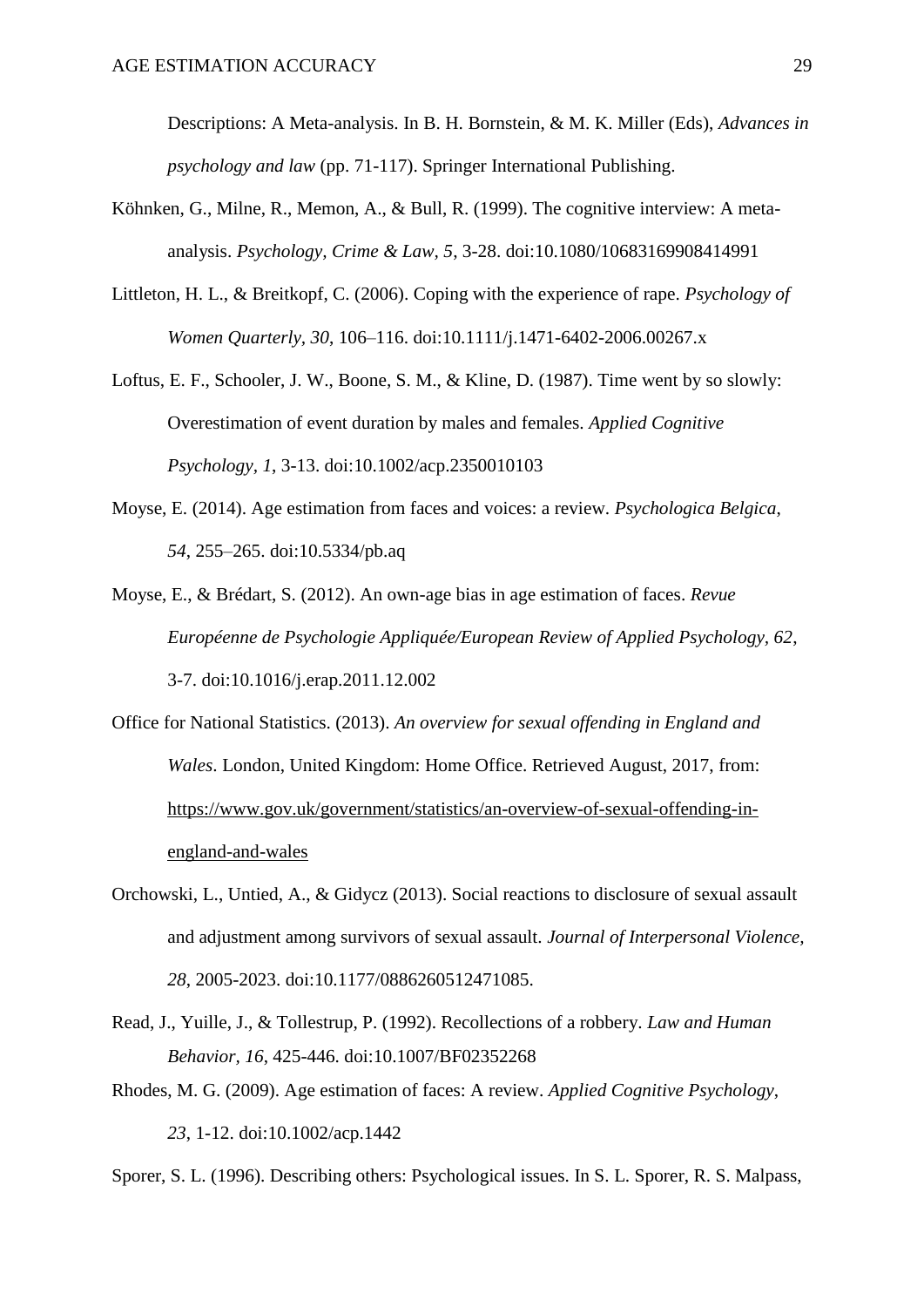Descriptions: A Meta-analysis. In B. H. Bornstein, & M. K. Miller (Eds), *Advances in psychology and law* (pp. 71-117). Springer International Publishing.

Köhnken, G., Milne, R., Memon, A., & Bull, R. (1999). The cognitive interview: A meta-analysis. *Psychology, Crime & Law, 5*, 3-28. doi:10.1080/10683169908414991

Littleton, H. L., & Breitkopf, C. (2006). Coping with the experience of rape. *Psychology of Women Quarterly, 30*, 106–116. doi:10.1111/j.1471-6402-2006.00267.x

Loftus, E. F., Schooler, J. W., Boone, S. M., & Kline, D. (1987). Time went by so slowly: Overestimation of event duration by males and females. *Applied Cognitive Psychology, 1*, 3-13. doi:10.1002/acp.2350010103

Moyse, E. (2014). Age estimation from faces and voices: a review. *Psychologica Belgica, 54*, 255–265. doi:10.5334/pb.aq

Moyse, E., & Brédart, S. (2012). An own-age bias in age estimation of faces. *Revue Européenne de Psychologie Appliquée/European Review of Applied Psychology, 62*, 3-7. doi:10.1016/j.erap.2011.12.002

Office for National Statistics. (2013). *An overview for sexual offending in England and Wales*. London, United Kingdom: Home Office. Retrieved August, 2017, from: https://www.gov.uk/government/statistics/an-overview-of-sexual-offending-in-england-and-wales

Orchowski, L., Untied, A., & Gidycz (2013). Social reactions to disclosure of sexual assault and adjustment among survivors of sexual assault. *Journal of Interpersonal Violence, 28*, 2005-2023. doi:10.1177/0886260512471085.

Read, J., Yuille, J., & Tollestrup, P. (1992). Recollections of a robbery. *Law and Human Behavior, 16*, 425-446. doi:10.1007/BF02352268

Rhodes, M. G. (2009). Age estimation of faces: A review. *Applied Cognitive Psychology, 23*, 1-12. doi:10.1002/acp.1442

Sporer, S. L. (1996). Describing others: Psychological issues. In S. L. Sporer, R. S. Malpass,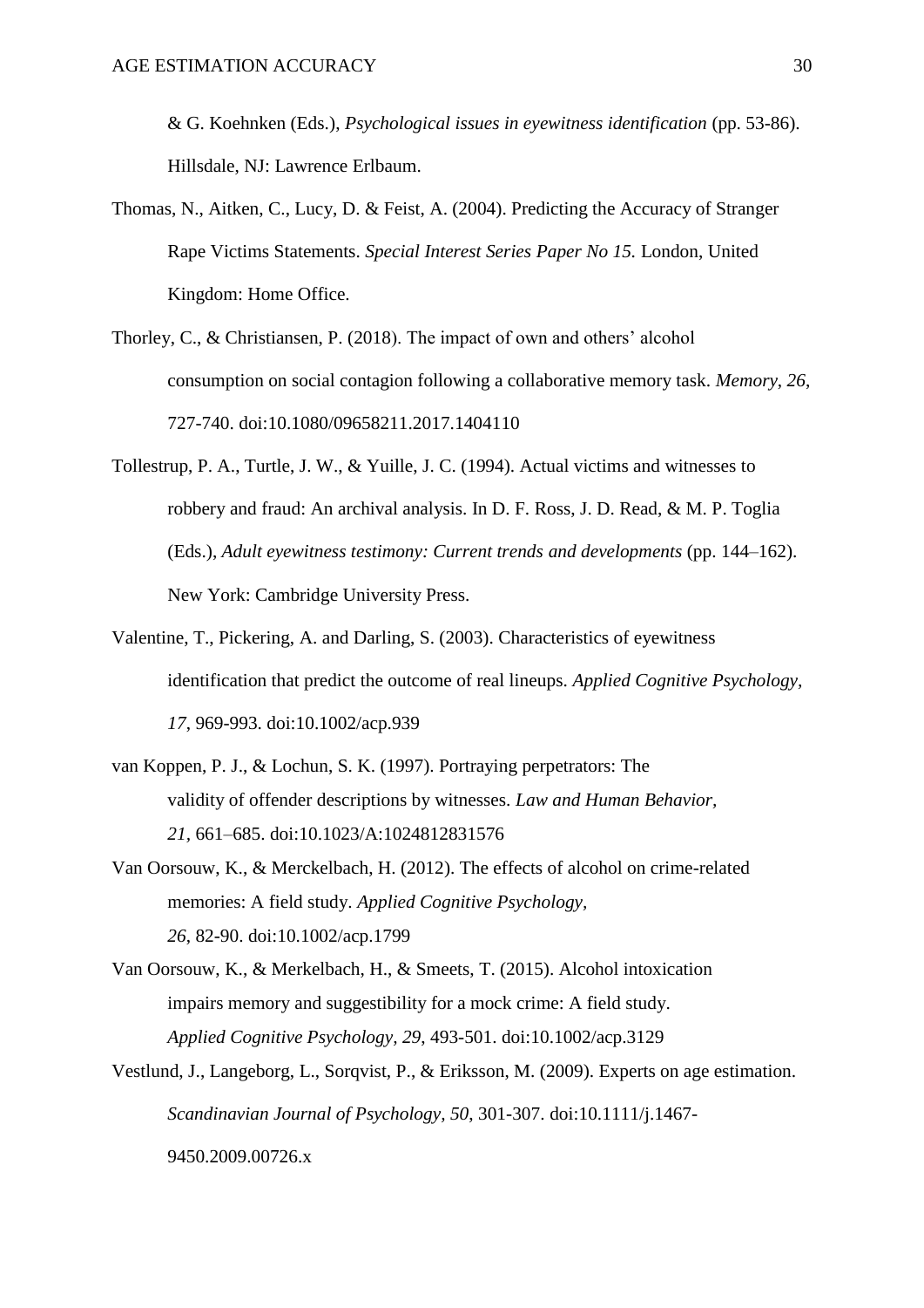& G. Koehnken (Eds.), *Psychological issues in eyewitness identification* (pp. 53-86). Hillsdale, NJ: Lawrence Erlbaum.

Thomas, N., Aitken, C., Lucy, D. & Feist, A. (2004). Predicting the Accuracy of Stranger Rape Victims Statements. *Special Interest Series Paper No 15.* London, United Kingdom: Home Office.

Thorley, C., & Christiansen, P. (2018). The impact of own and others' alcohol consumption on social contagion following a collaborative memory task. *Memory*, *26*, 727-740. doi:10.1080/09658211.2017.1404110

Tollestrup, P. A., Turtle, J. W., & Yuille, J. C. (1994). Actual victims and witnesses to robbery and fraud: An archival analysis. In D. F. Ross, J. D. Read, & M. P. Toglia (Eds.), *Adult eyewitness testimony: Current trends and developments* (pp. 144–162). New York: Cambridge University Press.

Valentine, T., Pickering, A. and Darling, S. (2003). Characteristics of eyewitness identification that predict the outcome of real lineups. *Applied Cognitive Psychology, 17*, 969-993. doi:10.1002/acp.939

van Koppen, P. J., & Lochun, S. K. (1997). Portraying perpetrators: The validity of offender descriptions by witnesses. *Law and Human Behavior, 21*, 661–685. doi:10.1023/A:1024812831576

Van Oorsouw, K., & Merckelbach, H. (2012). The effects of alcohol on crime-related memories: A field study. *Applied Cognitive Psychology, 26*, 82-90. doi:10.1002/acp.1799

Van Oorsouw, K., & Merkelbach, H., & Smeets, T. (2015). Alcohol intoxication impairs memory and suggestibility for a mock crime: A field study. *Applied Cognitive Psychology, 29*, 493-501. doi:10.1002/acp.3129

Vestlund, J., Langeborg, L., Sorqvist, P., & Eriksson, M. (2009). Experts on age estimation. *Scandinavian Journal of Psychology, 50*, 301-307. doi:10.1111/j.1467-9450.2009.00726.x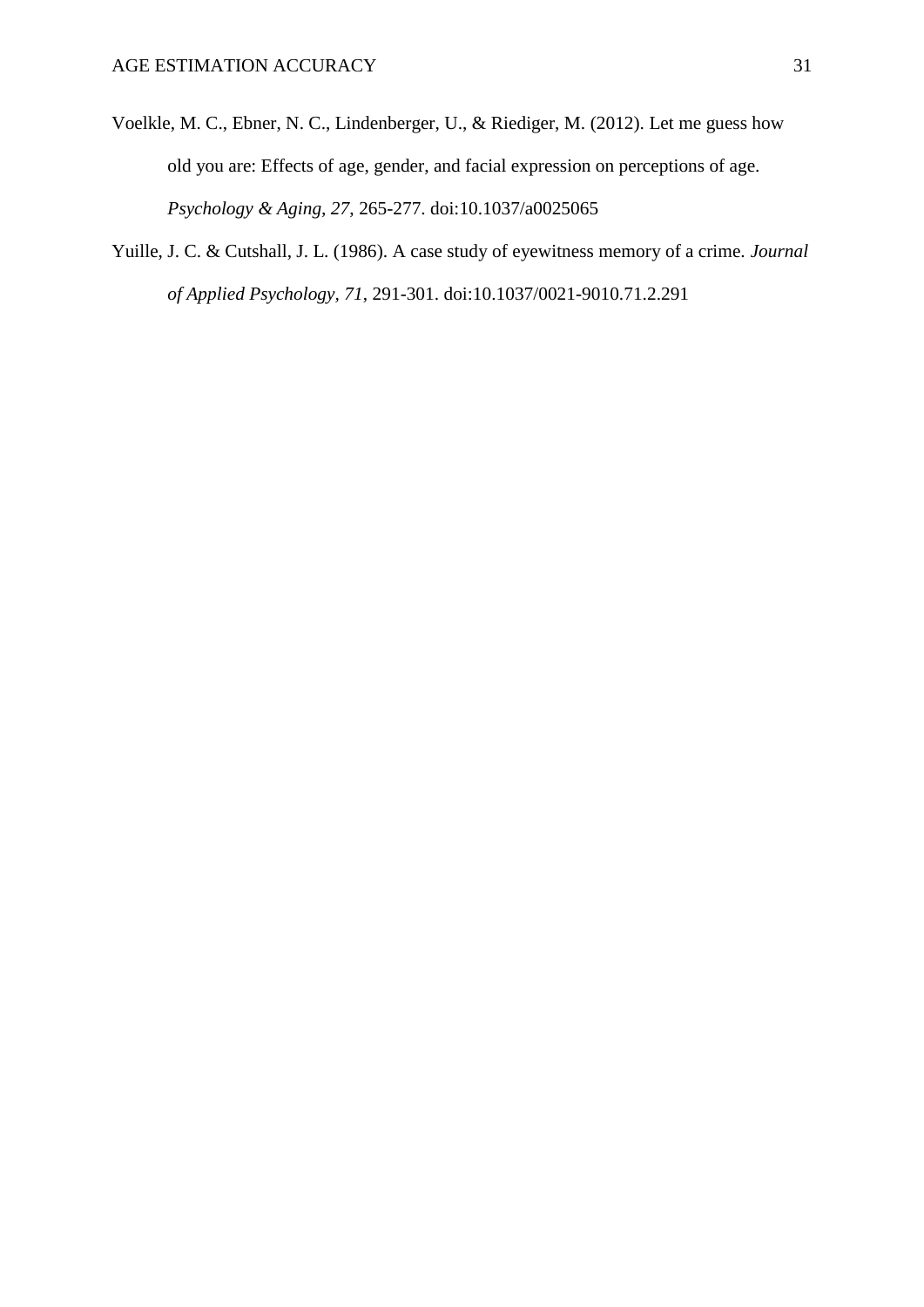Voelkle, M. C., Ebner, N. C., Lindenberger, U., & Riediger, M. (2012). Let me guess how old you are: Effects of age, gender, and facial expression on perceptions of age. *Psychology & Aging*, *27*, 265-277. doi:10.1037/a0025065

Yuille, J. C. & Cutshall, J. L. (1986). A case study of eyewitness memory of a crime. *Journal of Applied Psychology*, *71*, 291-301. doi:10.1037/0021-9010.71.2.291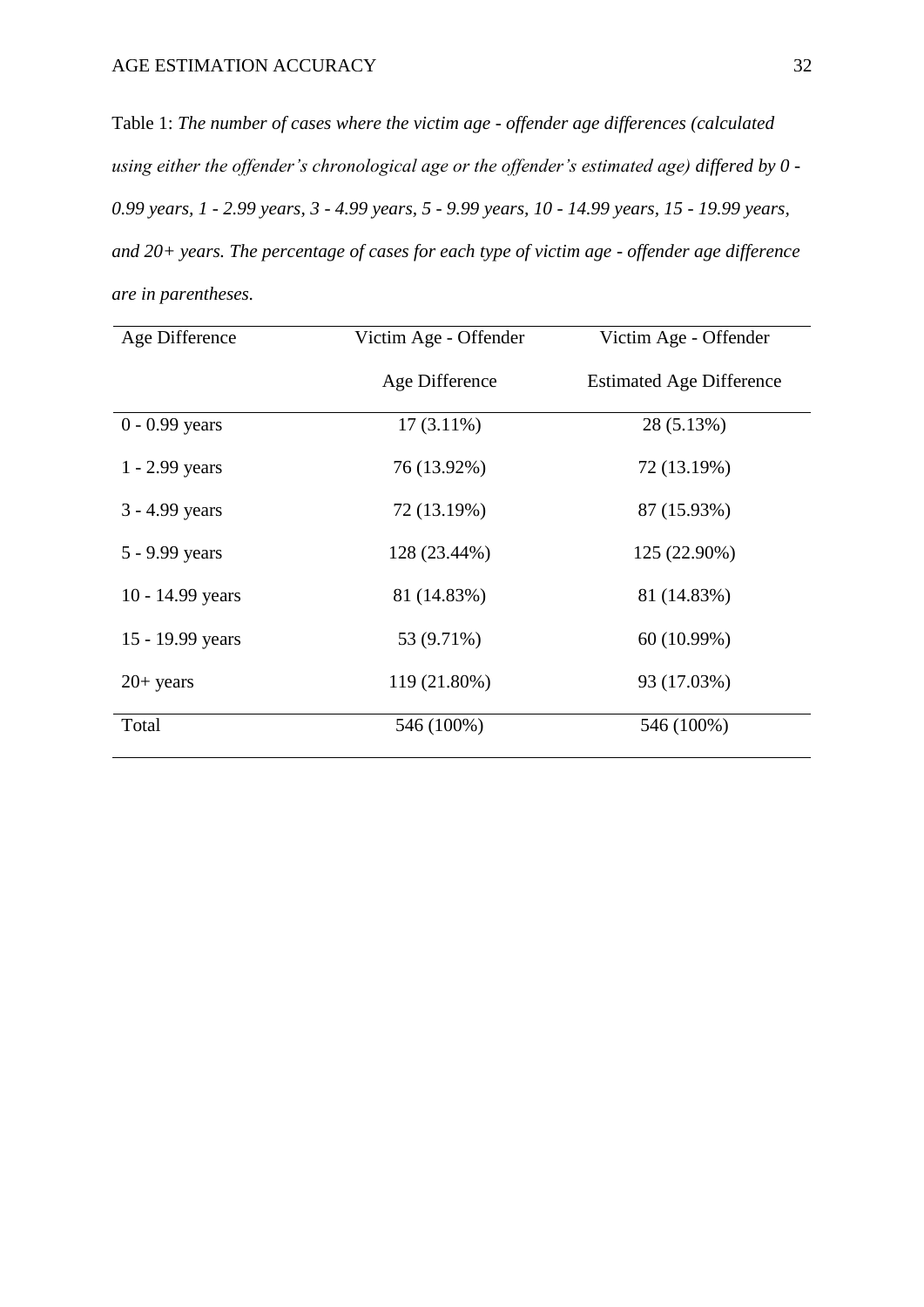Table 1: *The number of cases where the victim age - offender age differences (calculated using either the offender's chronological age or the offender's estimated age) differed by 0 - 0.99 years, 1 - 2.99 years, 3 - 4.99 years, 5 - 9.99 years, 10 - 14.99 years, 15 - 19.99 years, and 20+ years. The percentage of cases for each type of victim age - offender age difference are in parentheses.*

| Age Difference | Victim Age - Offender Age Difference | Victim Age - Offender Estimated Age Difference |
|---|---|---|
| 0 - 0.99 years | 17 (3.11%) | 28 (5.13%) |
| 1 - 2.99 years | 76 (13.92%) | 72 (13.19%) |
| 3 - 4.99 years | 72 (13.19%) | 87 (15.93%) |
| 5 - 9.99 years | 128 (23.44%) | 125 (22.90%) |
| 10 - 14.99 years | 81 (14.83%) | 81 (14.83%) |
| 15 - 19.99 years | 53 (9.71%) | 60 (10.99%) |
| 20+ years | 119 (21.80%) | 93 (17.03%) |
| Total | 546 (100%) | 546 (100%) |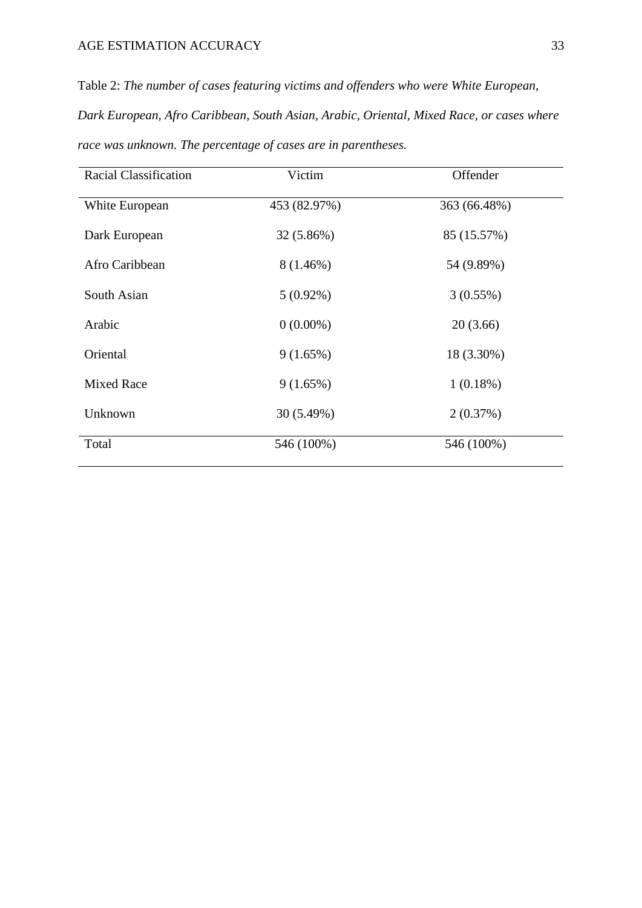Table 2: *The number of cases featuring victims and offenders who were White European, Dark European, Afro Caribbean, South Asian, Arabic, Oriental, Mixed Race, or cases where race was unknown. The percentage of cases are in parentheses.*

| Racial Classification | Victim | Offender |
|---|---|---|
| White European | 453 (82.97%) | 363 (66.48%) |
| Dark European | 32 (5.86%) | 85 (15.57%) |
| Afro Caribbean | 8 (1.46%) | 54 (9.89%) |
| South Asian | 5 (0.92%) | 3 (0.55%) |
| Arabic | 0 (0.00%) | 20 (3.66) |
| Oriental | 9 (1.65%) | 18 (3.30%) |
| Mixed Race | 9 (1.65%) | 1 (0.18%) |
| Unknown | 30 (5.49%) | 2 (0.37%) |
| Total | 546 (100%) | 546 (100%) |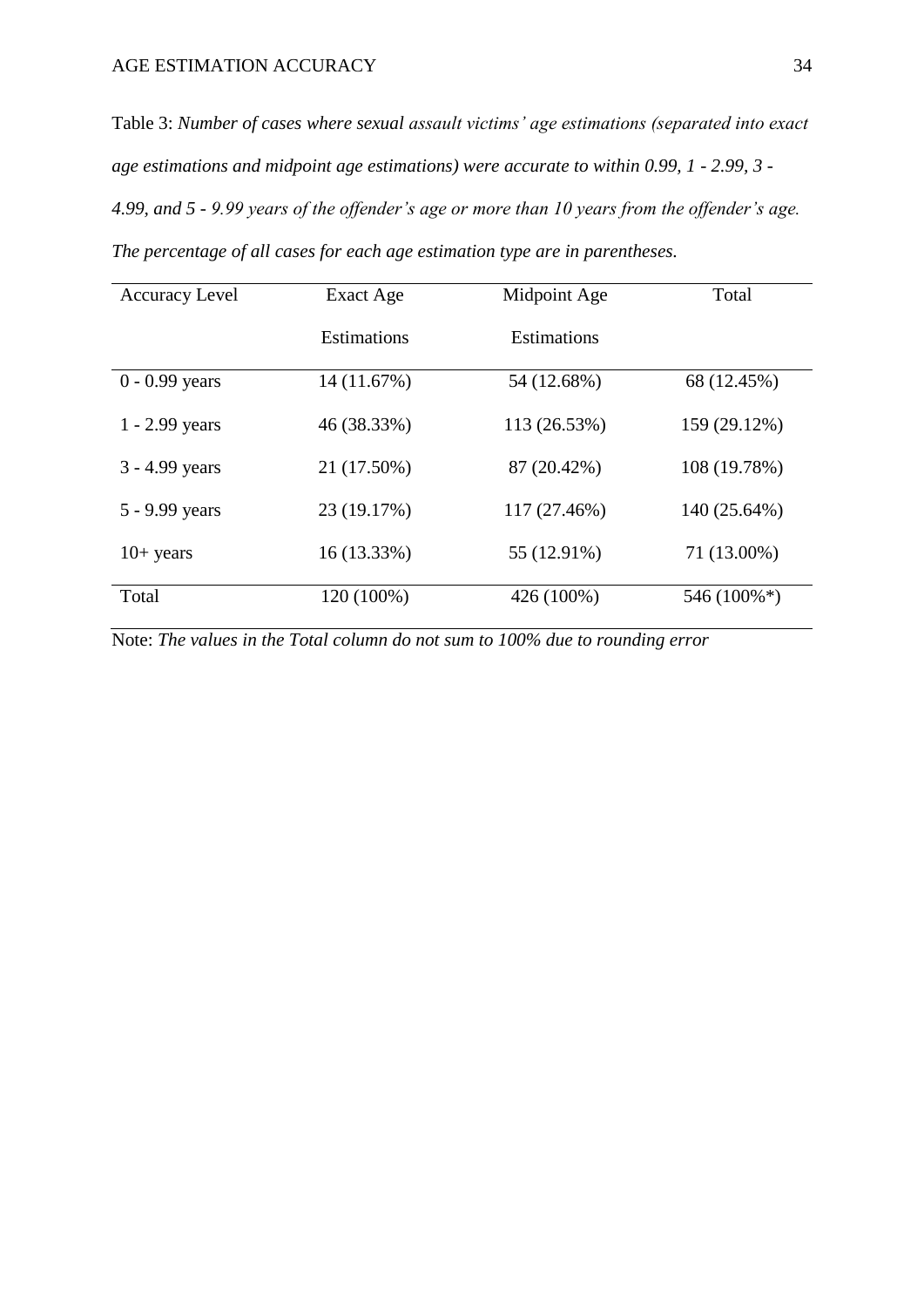Table 3: *Number of cases where sexual assault victims' age estimations (separated into exact age estimations and midpoint age estimations) were accurate to within 0.99, 1 - 2.99, 3 - 4.99, and 5 - 9.99 years of the offender's age or more than 10 years from the offender's age. The percentage of all cases for each age estimation type are in parentheses.*

| Accuracy Level | Exact Age Estimations | Midpoint Age Estimations | Total |
|---|---|---|---|
| 0 - 0.99 years | 14 (11.67%) | 54 (12.68%) | 68 (12.45%) |
| 1 - 2.99 years | 46 (38.33%) | 113 (26.53%) | 159 (29.12%) |
| 3 - 4.99 years | 21 (17.50%) | 87 (20.42%) | 108 (19.78%) |
| 5 - 9.99 years | 23 (19.17%) | 117 (27.46%) | 140 (25.64%) |
| 10+ years | 16 (13.33%) | 55 (12.91%) | 71 (13.00%) |
| Total | 120 (100%) | 426 (100%) | 546 (100%*) |

Note: *The values in the Total column do not sum to 100% due to rounding error*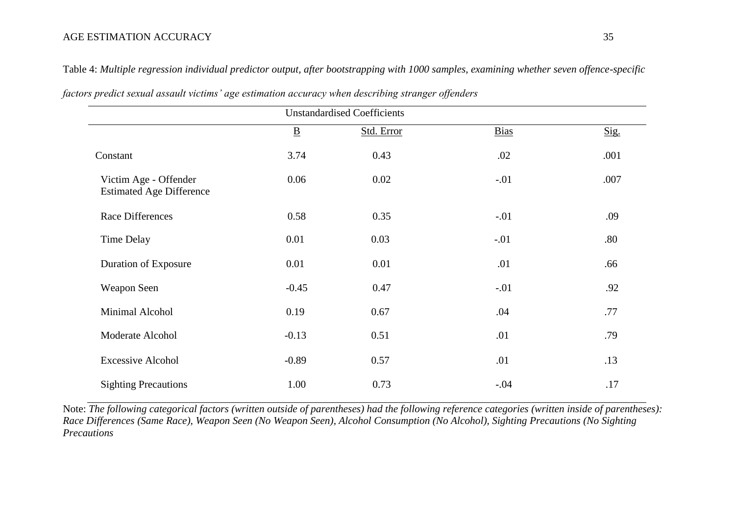Table 4: *Multiple regression individual predictor output, after bootstrapping with 1000 samples, examining whether seven offence-specific factors predict sexual assault victims' age estimation accuracy when describing stranger offenders*

| | Unstandardised Coefficients | | | |
|---|---|---|---|---|
| | B | Std. Error | Bias | Sig. |
| Constant | 3.74 | 0.43 | .02 | .001 |
| Victim Age - Offender Estimated Age Difference | 0.06 | 0.02 | -.01 | .007 |
| Race Differences | 0.58 | 0.35 | -.01 | .09 |
| Time Delay | 0.01 | 0.03 | -.01 | .80 |
| Duration of Exposure | 0.01 | 0.01 | .01 | .66 |
| Weapon Seen | -0.45 | 0.47 | -.01 | .92 |
| Minimal Alcohol | 0.19 | 0.67 | .04 | .77 |
| Moderate Alcohol | -0.13 | 0.51 | .01 | .79 |
| Excessive Alcohol | -0.89 | 0.57 | .01 | .13 |
| Sighting Precautions | 1.00 | 0.73 | -.04 | .17 |

Note: *The following categorical factors (written outside of parentheses) had the following reference categories (written inside of parentheses): Race Differences (Same Race), Weapon Seen (No Weapon Seen), Alcohol Consumption (No Alcohol), Sighting Precautions (No Sighting Precautions*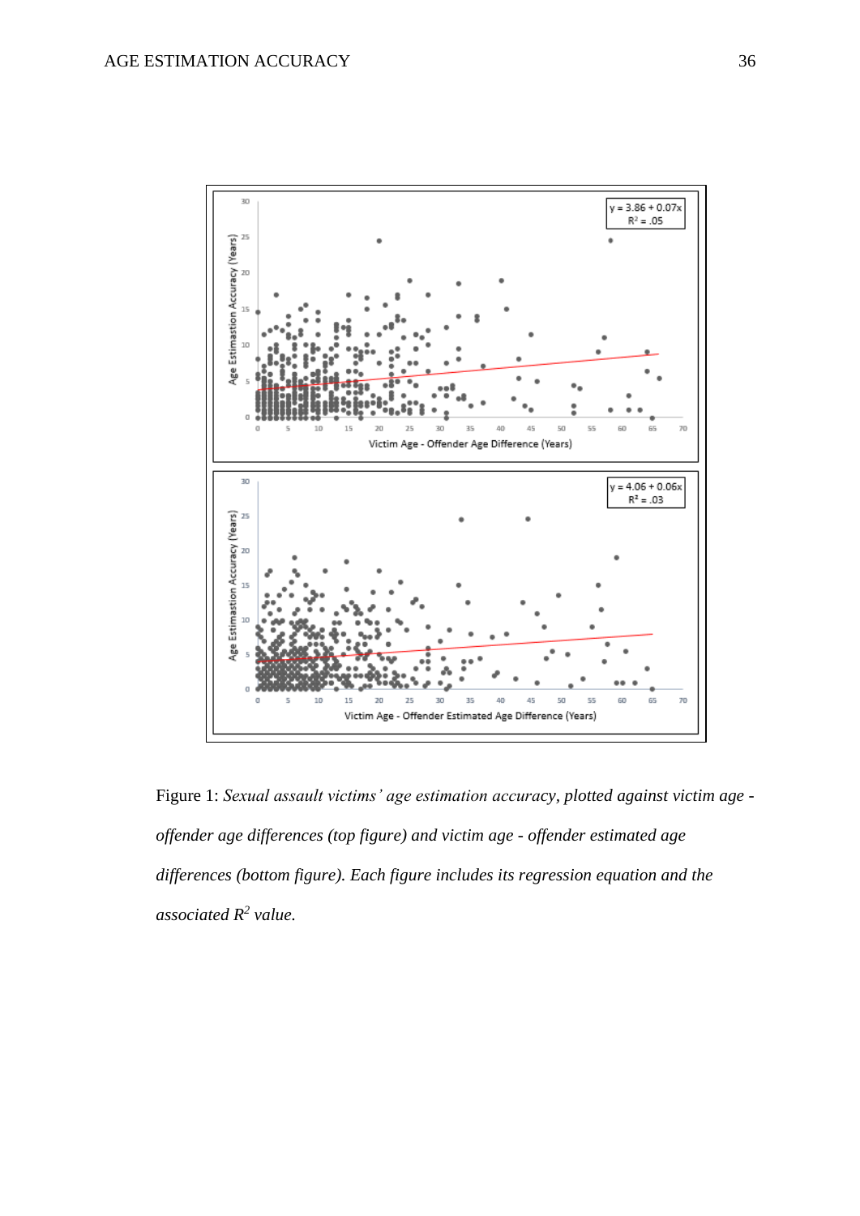Age Estimation Accuracy (Years)

y = 3.86 + 0.07x
$R^2$ = .05

Victim Age - Offender Age Difference (Years)

Age Estimation Accuracy (Years)

y = 4.06 + 0.06x
$R^2$ = .03

Victim Age - Offender Estimated Age Difference (Years)

Figure 1: *Sexual assault victims' age estimation accuracy, plotted against victim age - offender age differences (top figure) and victim age - offender estimated age differences (bottom figure). Each figure includes its regression equation and the associated $R^2$ value.*